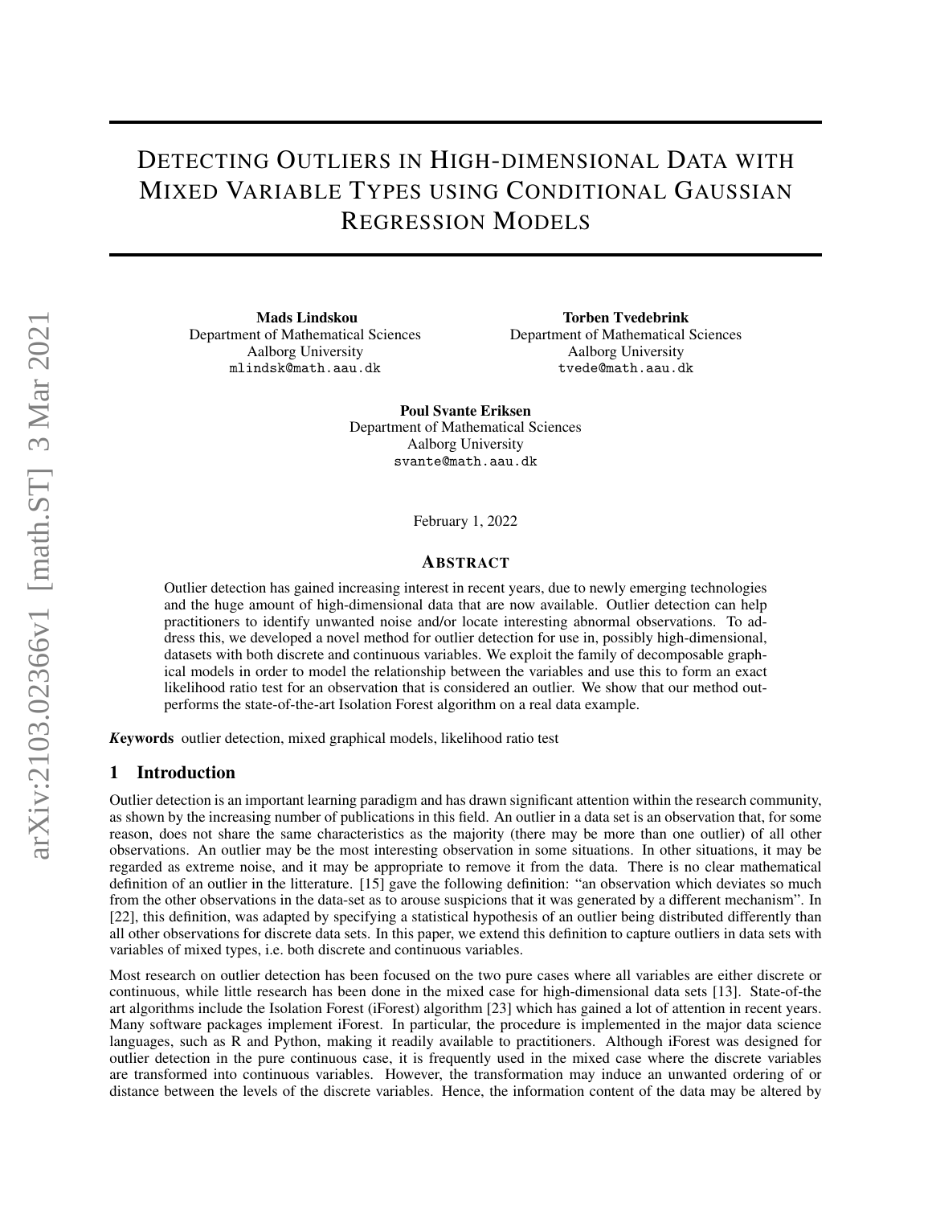# Detecting Outliers in High-dimensional Data with Mixed Variable Types using Conditional Gaussian Regression Models

**Mads Lindskou**
Department of Mathematical Sciences
Aalborg University
mlindsk@math.aau.dk

**Torben Tvedebrink**
Department of Mathematical Sciences
Aalborg University
tvede@math.aau.dk

**Poul Svante Eriksen**
Department of Mathematical Sciences
Aalborg University
svante@math.aau.dk

February 1, 2022

## Abstract

Outlier detection has gained increasing interest in recent years, due to newly emerging technologies and the huge amount of high-dimensional data that are now available. Outlier detection can help practitioners to identify unwanted noise and/or locate interesting abnormal observations. To address this, we developed a novel method for outlier detection for use in, possibly high-dimensional, datasets with both discrete and continuous variables. We exploit the family of decomposable graphical models in order to model the relationship between the variables and use this to form an exact likelihood ratio test for an observation that is considered an outlier. We show that our method outperforms the state-of-the-art Isolation Forest algorithm on a real data example.

***Keywords*** outlier detection, mixed graphical models, likelihood ratio test

## 1 Introduction

Outlier detection is an important learning paradigm and has drawn significant attention within the research community, as shown by the increasing number of publications in this field. An outlier in a data set is an observation that, for some reason, does not share the same characteristics as the majority (there may be more than one outlier) of all other observations. An outlier may be the most interesting observation in some situations. In other situations, it may be regarded as extreme noise, and it may be appropriate to remove it from the data. There is no clear mathematical definition of an outlier in the litterature. [15] gave the following definition: "an observation which deviates so much from the other observations in the data-set as to arouse suspicions that it was generated by a different mechanism". In [22], this definition, was adapted by specifying a statistical hypothesis of an outlier being distributed differently than all other observations for discrete data sets. In this paper, we extend this definition to capture outliers in data sets with variables of mixed types, i.e. both discrete and continuous variables.

Most research on outlier detection has been focused on the two pure cases where all variables are either discrete or continuous, while little research has been done in the mixed case for high-dimensional data sets [13]. State-of-the art algorithms include the Isolation Forest (iForest) algorithm [23] which has gained a lot of attention in recent years. Many software packages implement iForest. In particular, the procedure is implemented in the major data science languages, such as R and Python, making it readily available to practitioners. Although iForest was designed for outlier detection in the pure continuous case, it is frequently used in the mixed case where the discrete variables are transformed into continuous variables. However, the transformation may induce an unwanted ordering of or distance between the levels of the discrete variables. Hence, the information content of the data may be altered by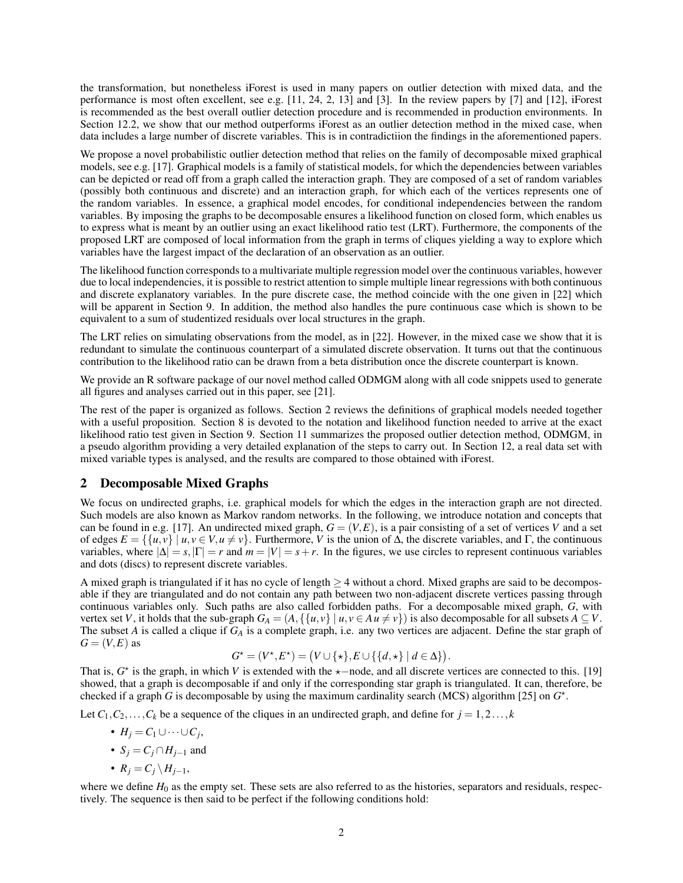the transformation, but nonetheless iForest is used in many papers on outlier detection with mixed data, and the performance is most often excellent, see e.g. [11, 24, 2, 13] and [3]. In the review papers by [7] and [12], iForest is recommended as the best overall outlier detection procedure and is recommended in production environments. In Section 12.2, we show that our method outperforms iForest as an outlier detection method in the mixed case, when data includes a large number of discrete variables. This is in contradictiion the findings in the aforementioned papers.

We propose a novel probabilistic outlier detection method that relies on the family of decomposable mixed graphical models, see e.g. [17]. Graphical models is a family of statistical models, for which the dependencies between variables can be depicted or read off from a graph called the interaction graph. They are composed of a set of random variables (possibly both continuous and discrete) and an interaction graph, for which each of the vertices represents one of the random variables. In essence, a graphical model encodes, for conditional independencies between the random variables. By imposing the graphs to be decomposable ensures a likelihood function on closed form, which enables us to express what is meant by an outlier using an exact likelihood ratio test (LRT). Furthermore, the components of the proposed LRT are composed of local information from the graph in terms of cliques yielding a way to explore which variables have the largest impact of the declaration of an observation as an outlier.

The likelihood function corresponds to a multivariate multiple regression model over the continuous variables, however due to local independencies, it is possible to restrict attention to simple multiple linear regressions with both continuous and discrete explanatory variables. In the pure discrete case, the method coincide with the one given in [22] which will be apparent in Section 9. In addition, the method also handles the pure continuous case which is shown to be equivalent to a sum of studentized residuals over local structures in the graph.

The LRT relies on simulating observations from the model, as in [22]. However, in the mixed case we show that it is redundant to simulate the continuous counterpart of a simulated discrete observation. It turns out that the continuous contribution to the likelihood ratio can be drawn from a beta distribution once the discrete counterpart is known.

We provide an R software package of our novel method called ODMGM along with all code snippets used to generate all figures and analyses carried out in this paper, see [21].

The rest of the paper is organized as follows. Section 2 reviews the definitions of graphical models needed together with a useful proposition. Section 8 is devoted to the notation and likelihood function needed to arrive at the exact likelihood ratio test given in Section 9. Section 11 summarizes the proposed outlier detection method, ODMGM, in a pseudo algorithm providing a very detailed explanation of the steps to carry out. In Section 12, a real data set with mixed variable types is analysed, and the results are compared to those obtained with iForest.

## 2 Decomposable Mixed Graphs

We focus on undirected graphs, i.e. graphical models for which the edges in the interaction graph are not directed. Such models are also known as Markov random networks. In the following, we introduce notation and concepts that can be found in e.g. [17]. An undirected mixed graph, $G = (V, E)$, is a pair consisting of a set of vertices $V$ and a set of edges $E = \{\{u, v\} \mid u, v \in V, u \neq v\}$. Furthermore, $V$ is the union of $\Delta$, the discrete variables, and $\Gamma$, the continuous variables, where $|\Delta| = s, |\Gamma| = r$ and $m = |V| = s + r$. In the figures, we use circles to represent continuous variables and dots (discs) to represent discrete variables.

A mixed graph is triangulated if it has no cycle of length $\geq 4$ without a chord. Mixed graphs are said to be decomposable if they are triangulated and do not contain any path between two non-adjacent discrete vertices passing through continuous variables only. Such paths are also called forbidden paths. For a decomposable mixed graph, $G$, with vertex set $V$, it holds that the sub-graph $G_A = (A, \{\{u, v\} \mid u, v \in A\, u \neq v\})$ is also decomposable for all subsets $A \subseteq V$. The subset $A$ is called a clique if $G_A$ is a complete graph, i.e. any two vertices are adjacent. Define the star graph of $G = (V, E)$ as

$$G^\star = (V^\star, E^\star) = \big(V \cup \{\star\}, E \cup \{\{d, \star\} \mid d \in \Delta\}\big).$$

That is, $G^\star$ is the graph, in which $V$ is extended with the $\star-$node, and all discrete vertices are connected to this. [19] showed, that a graph is decomposable if and only if the corresponding star graph is triangulated. It can, therefore, be checked if a graph $G$ is decomposable by using the maximum cardinality search (MCS) algorithm [25] on $G^\star$.

Let $C_1, C_2, \ldots, C_k$ be a sequence of the cliques in an undirected graph, and define for $j = 1, 2 \ldots, k$

- $H_j = C_1 \cup \cdots \cup C_j$,
- $S_j = C_j \cap H_{j-1}$ and
- $R_j = C_j \setminus H_{j-1}$,

where we define $H_0$ as the empty set. These sets are also referred to as the histories, separators and residuals, respectively. The sequence is then said to be perfect if the following conditions hold: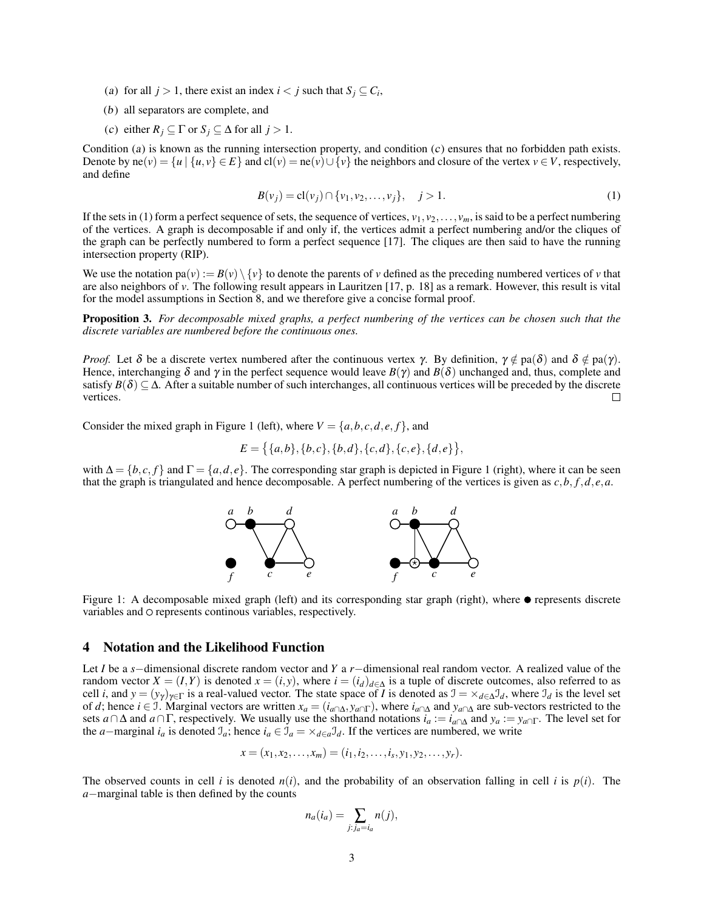(*a*) for all $j > 1$, there exist an index $i < j$ such that $S_j \subseteq C_i$,

(*b*) all separators are complete, and

(*c*) either $R_j \subseteq \Gamma$ or $S_j \subseteq \Delta$ for all $j > 1$.

Condition (*a*) is known as the running intersection property, and condition (*c*) ensures that no forbidden path exists. Denote by $\text{ne}(v) = \{u \mid \{u,v\} \in E\}$ and $\text{cl}(v) = \text{ne}(v) \cup \{v\}$ the neighbors and closure of the vertex $v \in V$, respectively, and define

$$B(v_j) = \text{cl}(v_j) \cap \{v_1, v_2, \ldots, v_j\}, \quad j > 1. \tag{1}$$

If the sets in (1) form a perfect sequence of sets, the sequence of vertices, $v_1, v_2, \ldots, v_m$, is said to be a perfect numbering of the vertices. A graph is decomposable if and only if, the vertices admit a perfect numbering and/or the cliques of the graph can be perfectly numbered to form a perfect sequence [17]. The cliques are then said to have the running intersection property (RIP).

We use the notation $\text{pa}(v) := B(v) \setminus \{v\}$ to denote the parents of $v$ defined as the preceding numbered vertices of $v$ that are also neighbors of $v$. The following result appears in Lauritzen [17, p. 18] as a remark. However, this result is vital for the model assumptions in Section 8, and we therefore give a concise formal proof.

**Proposition 3.** *For decomposable mixed graphs, a perfect numbering of the vertices can be chosen such that the discrete variables are numbered before the continuous ones.*

*Proof.* Let $\delta$ be a discrete vertex numbered after the continuous vertex $\gamma$. By definition, $\gamma \notin \text{pa}(\delta)$ and $\delta \notin \text{pa}(\gamma)$. Hence, interchanging $\delta$ and $\gamma$ in the perfect sequence would leave $B(\gamma)$ and $B(\delta)$ unchanged and, thus, complete and satisfy $B(\delta) \subseteq \Delta$. After a suitable number of such interchanges, all continuous vertices will be preceded by the discrete vertices. $\square$

Consider the mixed graph in Figure 1 (left), where $V = \{a,b,c,d,e,f\}$, and

$$E = \big\{\{a,b\},\{b,c\},\{b,d\},\{c,d\},\{c,e\},\{d,e\}\big\},$$

with $\Delta = \{b,c,f\}$ and $\Gamma = \{a,d,e\}$. The corresponding star graph is depicted in Figure 1 (right), where it can be seen that the graph is triangulated and hence decomposable. A perfect numbering of the vertices is given as $c,b,f,d,e,a$.

Figure 1: A decomposable mixed graph (left) and its corresponding star graph (right), where ● represents discrete variables and ○ represents continous variables, respectively.

## 4 Notation and the Likelihood Function

Let $I$ be a $s-$dimensional discrete random vector and $Y$ a $r-$dimensional real random vector. A realized value of the random vector $X = (I,Y)$ is denoted $x = (i,y)$, where $i = (i_d)_{d \in \Delta}$ is a tuple of discrete outcomes, also referred to as cell $i$, and $y = (y_\gamma)_{\gamma \in \Gamma}$ is a real-valued vector. The state space of $I$ is denoted as $\mathcal{I} = \times_{d \in \Delta} \mathcal{I}_d$, where $\mathcal{I}_d$ is the level set of $d$; hence $i \in \mathcal{I}$. Marginal vectors are written $x_a = (i_{a\cap\Delta}, y_{a\cap\Gamma})$, where $i_{a\cap\Delta}$ and $y_{a\cap\Delta}$ are sub-vectors restricted to the sets $a \cap \Delta$ and $a \cap \Gamma$, respectively. We usually use the shorthand notations $i_a := i_{a\cap\Delta}$ and $y_a := y_{a\cap\Gamma}$. The level set for the $a-$marginal $i_a$ is denoted $\mathcal{I}_a$; hence $i_a \in \mathcal{I}_a = \times_{d \in a} \mathcal{I}_d$. If the vertices are numbered, we write

$$x = (x_1, x_2, \ldots, x_m) = (i_1, i_2, \ldots, i_s, y_1, y_2, \ldots, y_r).$$

The observed counts in cell $i$ is denoted $n(i)$, and the probability of an observation falling in cell $i$ is $p(i)$. The $a-$marginal table is then defined by the counts

$$n_a(i_a) = \sum_{j : j_a = i_a} n(j),$$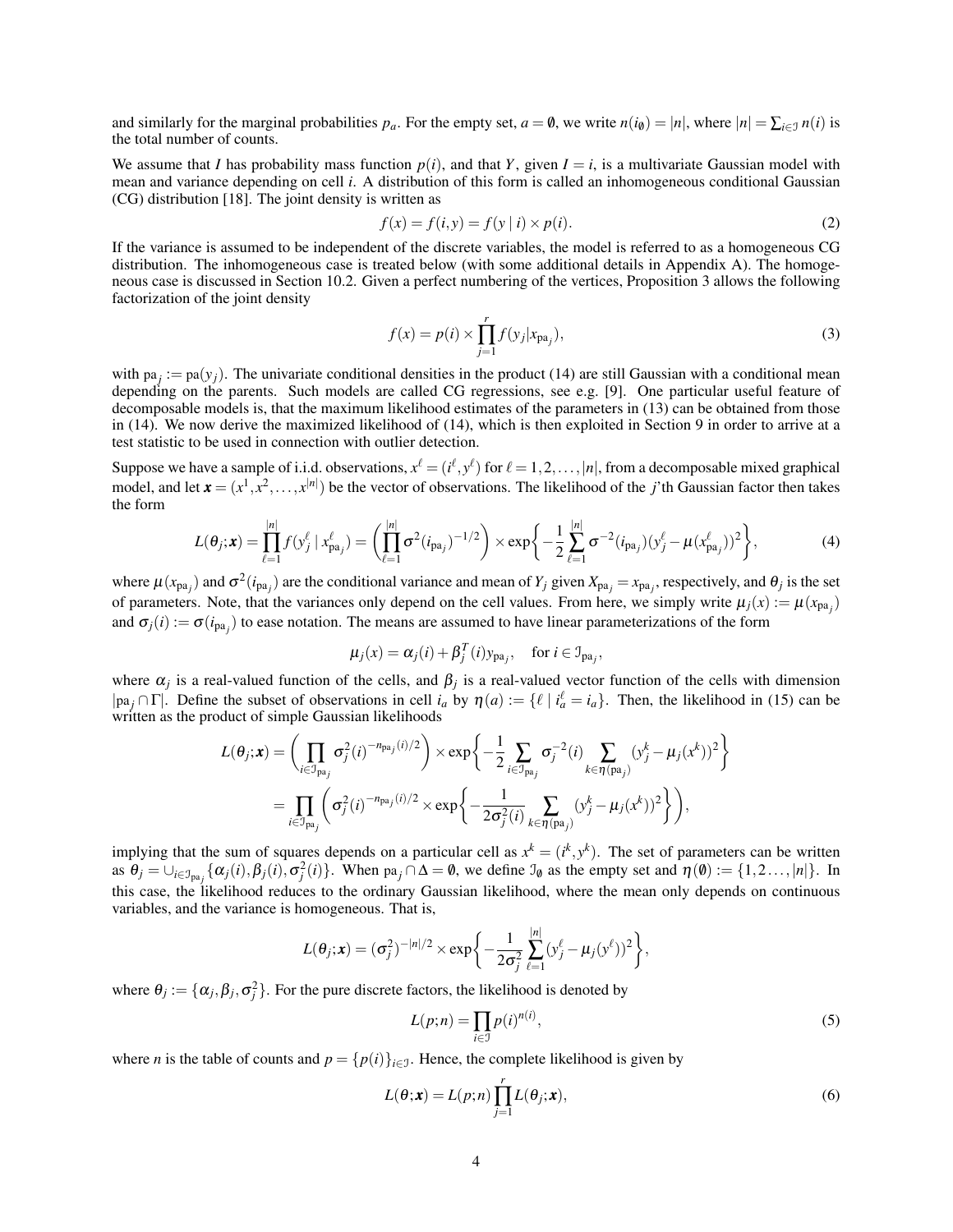and similarly for the marginal probabilities $p_a$. For the empty set, $a = \emptyset$, we write $n(i_\emptyset) = |n|$, where $|n| = \sum_{i \in \mathcal{I}} n(i)$ is the total number of counts.

We assume that $I$ has probability mass function $p(i)$, and that $Y$, given $I = i$, is a multivariate Gaussian model with mean and variance depending on cell $i$. A distribution of this form is called an inhomogeneous conditional Gaussian (CG) distribution [18]. The joint density is written as

$$f(x) = f(i, y) = f(y \mid i) \times p(i). \tag{2}$$

If the variance is assumed to be independent of the discrete variables, the model is referred to as a homogeneous CG distribution. The inhomogeneous case is treated below (with some additional details in Appendix A). The homogeneous case is discussed in Section 10.2. Given a perfect numbering of the vertices, Proposition 3 allows the following factorization of the joint density

$$f(x) = p(i) \times \prod_{j=1}^{r} f(y_j | x_{\mathrm{pa}_j}), \tag{3}$$

with $\mathrm{pa}_j := \mathrm{pa}(y_j)$. The univariate conditional densities in the product (14) are still Gaussian with a conditional mean depending on the parents. Such models are called CG regressions, see e.g. [9]. One particular useful feature of decomposable models is, that the maximum likelihood estimates of the parameters in (13) can be obtained from those in (14). We now derive the maximized likelihood of (14), which is then exploited in Section 9 in order to arrive at a test statistic to be used in connection with outlier detection.

Suppose we have a sample of i.i.d. observations, $x^\ell = (i^\ell, y^\ell)$ for $\ell = 1, 2, \ldots, |n|$, from a decomposable mixed graphical model, and let $\boldsymbol{x} = (x^1, x^2, \ldots, x^{|n|})$ be the vector of observations. The likelihood of the $j$'th Gaussian factor then takes the form

$$L(\theta_j; \boldsymbol{x}) = \prod_{\ell=1}^{|n|} f(y_j^\ell \mid x_{\mathrm{pa}_j}^\ell) = \left( \prod_{\ell=1}^{|n|} \sigma^2(i_{\mathrm{pa}_j})^{-1/2} \right) \times \exp\left\{ -\frac{1}{2} \sum_{\ell=1}^{|n|} \sigma^{-2}(i_{\mathrm{pa}_j})(y_j^\ell - \mu(x_{\mathrm{pa}_j}^\ell))^2 \right\}, \tag{4}$$

where $\mu(x_{\mathrm{pa}_j})$ and $\sigma^2(i_{\mathrm{pa}_j})$ are the conditional variance and mean of $Y_j$ given $X_{\mathrm{pa}_j} = x_{\mathrm{pa}_j}$, respectively, and $\theta_j$ is the set of parameters. Note, that the variances only depend on the cell values. From here, we simply write $\mu_j(x) := \mu(x_{\mathrm{pa}_j})$ and $\sigma_j(i) := \sigma(i_{\mathrm{pa}_j})$ to ease notation. The means are assumed to have linear parameterizations of the form

$$\mu_j(x) = \alpha_j(i) + \beta_j^T(i) y_{\mathrm{pa}_j}, \quad \text{for } i \in \mathcal{I}_{\mathrm{pa}_j},$$

where $\alpha_j$ is a real-valued function of the cells, and $\beta_j$ is a real-valued vector function of the cells with dimension $|\mathrm{pa}_j \cap \Gamma|$. Define the subset of observations in cell $i_a$ by $\eta(a) := \{\ell \mid i_a^\ell = i_a\}$. Then, the likelihood in (15) can be written as the product of simple Gaussian likelihoods

$$\begin{aligned}
L(\theta_j; \boldsymbol{x}) &= \left( \prod_{i \in \mathcal{I}_{\mathrm{pa}_j}} \sigma_j^2(i)^{-n_{\mathrm{pa}_j}(i)/2} \right) \times \exp\left\{ -\frac{1}{2} \sum_{i \in \mathcal{I}_{\mathrm{pa}_j}} \sigma_j^{-2}(i) \sum_{k \in \eta(\mathrm{pa}_j)} (y_j^k - \mu_j(x^k))^2 \right\} \\
&= \prod_{i \in \mathcal{I}_{\mathrm{pa}_j}} \left( \sigma_j^2(i)^{-n_{\mathrm{pa}_j}(i)/2} \times \exp\left\{ -\frac{1}{2\sigma_j^2(i)} \sum_{k \in \eta(\mathrm{pa}_j)} (y_j^k - \mu_j(x^k))^2 \right\} \right),
\end{aligned}$$

implying that the sum of squares depends on a particular cell as $x^k = (i^k, y^k)$. The set of parameters can be written as $\theta_j = \cup_{i \in \mathcal{I}_{\mathrm{pa}_j}} \{\alpha_j(i), \beta_j(i), \sigma_j^2(i)\}$. When $\mathrm{pa}_j \cap \Delta = \emptyset$, we define $\mathcal{I}_\emptyset$ as the empty set and $\eta(\emptyset) := \{1, 2, \ldots, |n|\}$. In this case, the likelihood reduces to the ordinary Gaussian likelihood, where the mean only depends on continuous variables, and the variance is homogeneous. That is,

$$L(\theta_j; \boldsymbol{x}) = (\sigma_j^2)^{-|n|/2} \times \exp\left\{ -\frac{1}{2\sigma_j^2} \sum_{\ell=1}^{|n|} (y_j^\ell - \mu_j(y^\ell))^2 \right\},$$

where $\theta_j := \{\alpha_j, \beta_j, \sigma_j^2\}$. For the pure discrete factors, the likelihood is denoted by

$$L(p; n) = \prod_{i \in \mathcal{I}} p(i)^{n(i)}, \tag{5}$$

where $n$ is the table of counts and $p = \{p(i)\}_{i \in \mathcal{I}}$. Hence, the complete likelihood is given by

$$L(\theta; \boldsymbol{x}) = L(p; n) \prod_{j=1}^{r} L(\theta_j; \boldsymbol{x}), \tag{6}$$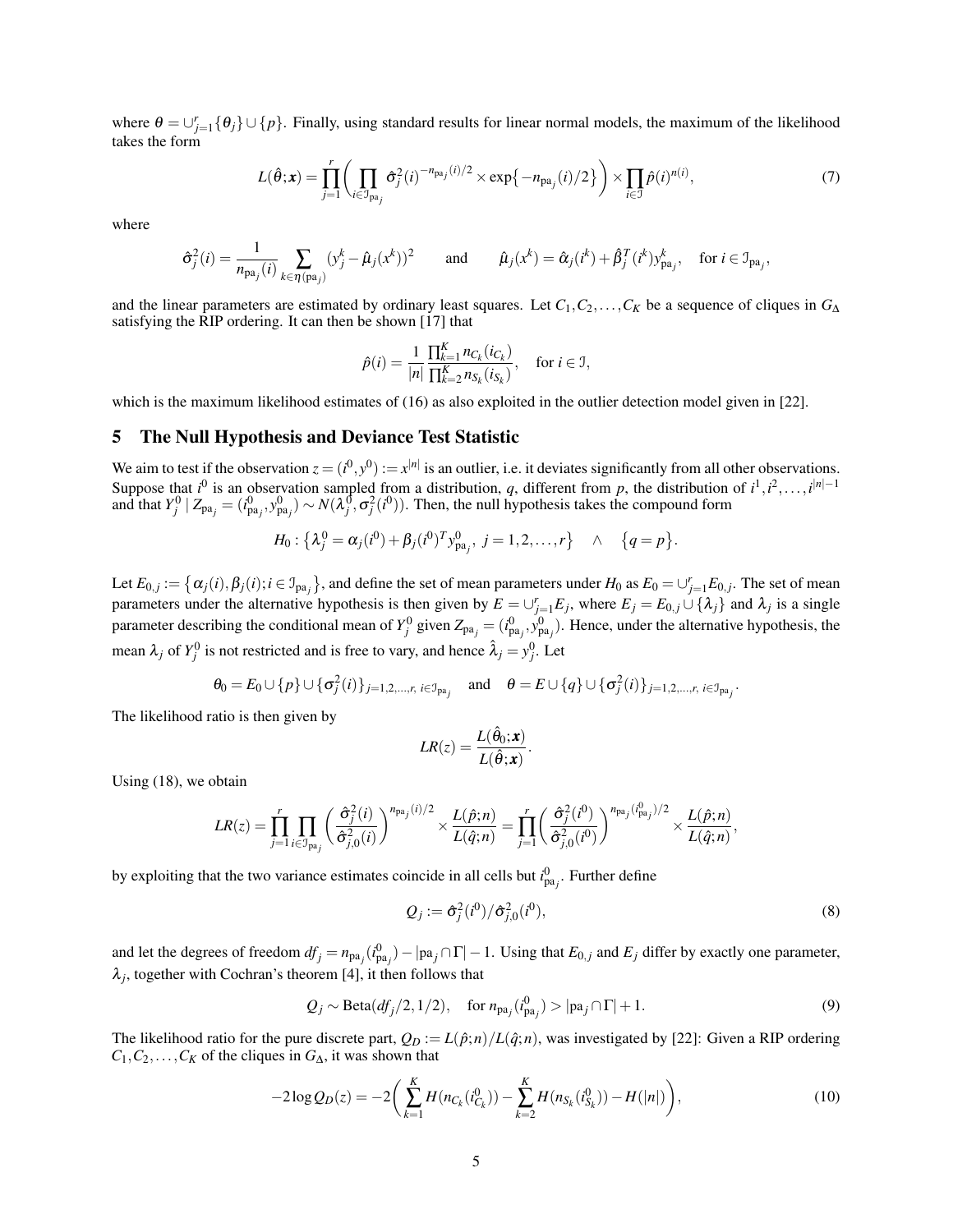where $\theta = \cup_{j=1}^{r}\{\theta_j\} \cup \{p\}$. Finally, using standard results for linear normal models, the maximum of the likelihood takes the form

$$L(\hat{\theta};\boldsymbol{x}) = \prod_{j=1}^{r}\bigg(\prod_{i\in\mathcal{I}_{\mathrm{pa}_j}} \hat{\sigma}_j^2(i)^{-n_{\mathrm{pa}_j}(i)/2} \times \exp\big\{-n_{\mathrm{pa}_j}(i)/2\big\}\bigg) \times \prod_{i\in\mathcal{I}} \hat{p}(i)^{n(i)}, \tag{7}$$

where

$$\hat{\sigma}_j^2(i) = \frac{1}{n_{\mathrm{pa}_j}(i)} \sum_{k\in\eta(\mathrm{pa}_j)} (y_j^k - \hat{\mu}_j(x^k))^2 \qquad \text{and} \qquad \hat{\mu}_j(x^k) = \hat{\alpha}_j(i^k) + \hat{\beta}_j^T(i^k) y_{\mathrm{pa}_j}^k, \quad \text{for } i \in \mathcal{I}_{\mathrm{pa}_j},$$

and the linear parameters are estimated by ordinary least squares. Let $C_1, C_2, \ldots, C_K$ be a sequence of cliques in $G_\Delta$ satisfying the RIP ordering. It can then be shown [17] that

$$\hat{p}(i) = \frac{1}{|n|}\frac{\prod_{k=1}^{K} n_{C_k}(i_{C_k})}{\prod_{k=2}^{K} n_{S_k}(i_{S_k})}, \quad \text{for } i \in \mathcal{I},$$

which is the maximum likelihood estimates of (16) as also exploited in the outlier detection model given in [22].

## 5 The Null Hypothesis and Deviance Test Statistic

We aim to test if the observation $z = (i^0, y^0) := x^{|n|}$ is an outlier, i.e. it deviates significantly from all other observations. Suppose that $i^0$ is an observation sampled from a distribution, $q$, different from $p$, the distribution of $i^1, i^2, \ldots, i^{|n|-1}$ and that $Y_j^0 \mid Z_{\mathrm{pa}_j} = (i^0_{\mathrm{pa}_j}, y^0_{\mathrm{pa}_j}) \sim N(\lambda_j^0, \sigma_j^2(i^0))$. Then, the null hypothesis takes the compound form

$$H_0 : \big\{\lambda_j^0 = \alpha_j(i^0) + \beta_j(i^0)^T y^0_{\mathrm{pa}_j},\ j = 1,2,\ldots,r\big\} \quad \wedge \quad \big\{q = p\big\}.$$

Let $E_{0,j} := \big\{\alpha_j(i), \beta_j(i); i \in \mathcal{I}_{\mathrm{pa}_j}\big\}$, and define the set of mean parameters under $H_0$ as $E_0 = \cup_{j=1}^{r} E_{0,j}$. The set of mean parameters under the alternative hypothesis is then given by $E = \cup_{j=1}^{r} E_j$, where $E_j = E_{0,j} \cup \{\lambda_j\}$ and $\lambda_j$ is a single parameter describing the conditional mean of $Y_j^0$ given $Z_{\mathrm{pa}_j} = (i^0_{\mathrm{pa}_j}, y^0_{\mathrm{pa}_j})$. Hence, under the alternative hypothesis, the mean $\lambda_j$ of $Y_j^0$ is not restricted and is free to vary, and hence $\hat{\lambda}_j = y_j^0$. Let

$$\theta_0 = E_0 \cup \{p\} \cup \{\sigma_j^2(i)\}_{j=1,2,\ldots,r,\ i\in\mathcal{I}_{\mathrm{pa}_j}} \quad \text{and} \quad \theta = E \cup \{q\} \cup \{\sigma_j^2(i)\}_{j=1,2,\ldots,r,\ i\in\mathcal{I}_{\mathrm{pa}_j}}.$$

The likelihood ratio is then given by

$$LR(z) = \frac{L(\hat{\theta}_0;\boldsymbol{x})}{L(\hat{\theta};\boldsymbol{x})}.$$

Using (18), we obtain

$$LR(z) = \prod_{j=1}^{r}\prod_{i\in\mathcal{I}_{\mathrm{pa}_j}}\bigg(\frac{\hat{\sigma}_j^2(i)}{\hat{\sigma}_{j,0}^2(i)}\bigg)^{n_{\mathrm{pa}_j}(i)/2} \times \frac{L(\hat{p};n)}{L(\hat{q};n)} = \prod_{j=1}^{r}\bigg(\frac{\hat{\sigma}_j^2(i^0)}{\hat{\sigma}_{j,0}^2(i^0)}\bigg)^{n_{\mathrm{pa}_j}(i^0_{\mathrm{pa}_j})/2} \times \frac{L(\hat{p};n)}{L(\hat{q};n)},$$

by exploiting that the two variance estimates coincide in all cells but $i^0_{\mathrm{pa}_j}$. Further define

$$Q_j := \hat{\sigma}_j^2(i^0)/\hat{\sigma}_{j,0}^2(i^0), \tag{8}$$

and let the degrees of freedom $df_j = n_{\mathrm{pa}_j}(i^0_{\mathrm{pa}_j}) - |\mathrm{pa}_j \cap \Gamma| - 1$. Using that $E_{0,j}$ and $E_j$ differ by exactly one parameter, $\lambda_j$, together with Cochran's theorem [4], it then follows that

$$Q_j \sim \mathrm{Beta}(df_j/2, 1/2), \quad \text{for } n_{\mathrm{pa}_j}(i^0_{\mathrm{pa}_j}) > |\mathrm{pa}_j \cap \Gamma| + 1. \tag{9}$$

The likelihood ratio for the pure discrete part, $Q_D := L(\hat{p};n)/L(\hat{q};n)$, was investigated by [22]: Given a RIP ordering $C_1, C_2, \ldots, C_K$ of the cliques in $G_\Delta$, it was shown that

$$-2\log Q_D(z) = -2\bigg(\sum_{k=1}^{K} H(n_{C_k}(i^0_{C_k})) - \sum_{k=2}^{K} H(n_{S_k}(i^0_{S_k})) - H(|n|)\bigg), \tag{10}$$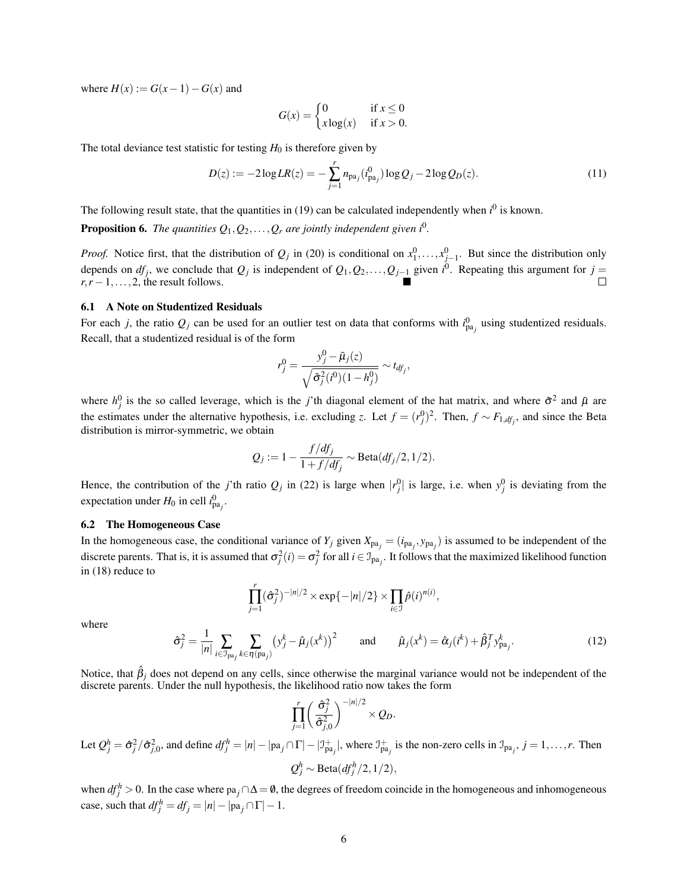where $H(x) := G(x-1) - G(x)$ and

$$G(x) = \begin{cases} 0 & \text{if } x \leq 0 \\ x \log(x) & \text{if } x > 0. \end{cases}$$

The total deviance test statistic for testing $H_0$ is therefore given by

$$D(z) := -2 \log LR(z) = -\sum_{j=1}^{r} n_{\text{pa}_j}(i^0_{\text{pa}_j}) \log Q_j - 2 \log Q_D(z). \tag{11}$$

The following result state, that the quantities in (19) can be calculated independently when $i^0$ is known.

**Proposition 6.** *The quantities $Q_1, Q_2, \ldots, Q_r$ are jointly independent given $i^0$.*

*Proof.* Notice first, that the distribution of $Q_j$ in (20) is conditional on $x^0_1, \ldots, x^0_{j-1}$. But since the distribution only depends on $df_j$, we conclude that $Q_j$ is independent of $Q_1, Q_2, \ldots, Q_{j-1}$ given $i^0$. Repeating this argument for $j = r, r-1, \ldots, 2$, the result follows. ■ □

### 6.1 A Note on Studentized Residuals

For each $j$, the ratio $Q_j$ can be used for an outlier test on data that conforms with $i^0_{\text{pa}_j}$ using studentized residuals. Recall, that a studentized residual is of the form

$$r^0_j = \frac{y^0_j - \tilde{\mu}_j(z)}{\sqrt{\tilde{\sigma}^2_j(i^0)(1 - h^0_j)}} \sim t_{df_j},$$

where $h^0_j$ is the so called leverage, which is the $j$'th diagonal element of the hat matrix, and where $\tilde{\sigma}^2$ and $\tilde{\mu}$ are the estimates under the alternative hypothesis, i.e. excluding $z$. Let $f = (r^0_j)^2$. Then, $f \sim F_{1,df_j}$, and since the Beta distribution is mirror-symmetric, we obtain

$$Q_j := 1 - \frac{f/df_j}{1 + f/df_j} \sim \text{Beta}(df_j/2, 1/2).$$

Hence, the contribution of the $j$'th ratio $Q_j$ in (22) is large when $|r^0_j|$ is large, i.e. when $y^0_j$ is deviating from the expectation under $H_0$ in cell $i^0_{\text{pa}_j}$.

### 6.2 The Homogeneous Case

In the homogeneous case, the conditional variance of $Y_j$ given $X_{\text{pa}_j} = (i_{\text{pa}_j}, y_{\text{pa}_j})$ is assumed to be independent of the discrete parents. That is, it is assumed that $\sigma^2_j(i) = \sigma^2_j$ for all $i \in \mathcal{I}_{\text{pa}_j}$. It follows that the maximized likelihood function in (18) reduce to

$$\prod_{j=1}^{r} (\hat{\sigma}^2_j)^{-|n|/2} \times \exp\{-|n|/2\} \times \prod_{i \in \mathcal{I}} \hat{p}(i)^{n(i)},$$

where

$$\hat{\sigma}^2_j = \frac{1}{|n|} \sum_{i \in \mathcal{I}_{\text{pa}_j}} \sum_{k \in \eta(\text{pa}_j)} \left(y^k_j - \hat{\mu}_j(x^k)\right)^2 \qquad \text{and} \qquad \hat{\mu}_j(x^k) = \hat{\alpha}_j(i^k) + \hat{\beta}^T_j y^k_{\text{pa}_j}. \tag{12}$$

Notice, that $\hat{\beta}_j$ does not depend on any cells, since otherwise the marginal variance would not be independent of the discrete parents. Under the null hypothesis, the likelihood ratio now takes the form

$$\prod_{j=1}^{r} \left( \frac{\hat{\sigma}^2_j}{\hat{\sigma}^2_{j,0}} \right)^{-|n|/2} \times Q_D.$$

Let $Q^h_j = \hat{\sigma}^2_j / \hat{\sigma}^2_{j,0}$, and define $df^h_j = |n| - |\text{pa}_j \cap \Gamma| - |\mathcal{I}^+_{\text{pa}_j}|$, where $\mathcal{I}^+_{\text{pa}_j}$ is the non-zero cells in $\mathcal{I}_{\text{pa}_j}$, $j = 1, \ldots, r$. Then

$$Q^h_j \sim \text{Beta}(df^h_j/2, 1/2),$$

when $df^h_j > 0$. In the case where $\text{pa}_j \cap \Delta = \emptyset$, the degrees of freedom coincide in the homogeneous and inhomogeneous case, such that $df^h_j = df_j = |n| - |\text{pa}_j \cap \Gamma| - 1$.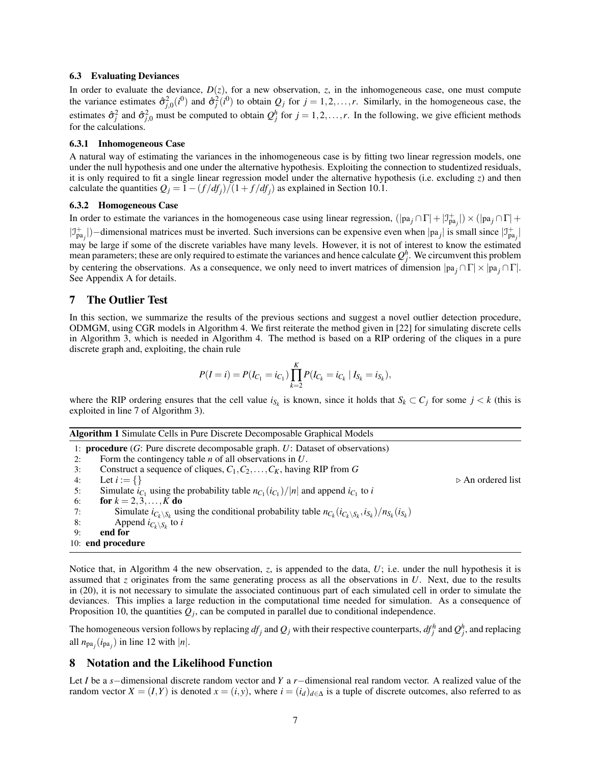### 6.3 Evaluating Deviances

In order to evaluate the deviance, $D(z)$, for a new observation, $z$, in the inhomogeneous case, one must compute the variance estimates $\hat{\sigma}^2_{j,0}(i^0)$ and $\hat{\sigma}^2_j(i^0)$ to obtain $Q_j$ for $j = 1,2,\dots,r$. Similarly, in the homogeneous case, the estimates $\hat{\sigma}^2_j$ and $\hat{\sigma}^2_{j,0}$ must be computed to obtain $Q^h_j$ for $j = 1,2,\dots,r$. In the following, we give efficient methods for the calculations.

#### 6.3.1 Inhomogeneous Case

A natural way of estimating the variances in the inhomogeneous case is by fitting two linear regression models, one under the null hypothesis and one under the alternative hypothesis. Exploiting the connection to studentized residuals, it is only required to fit a single linear regression model under the alternative hypothesis (i.e. excluding $z$) and then calculate the quantities $Q_j = 1-(f/df_j)/(1+f/df_j)$ as explained in Section 10.1.

#### 6.3.2 Homogeneous Case

In order to estimate the variances in the homogeneous case using linear regression, $(|\text{pa}_j \cap \Gamma| + |\mathcal{I}^+_{\text{pa}_j}|) \times (|\text{pa}_j \cap \Gamma| + |\mathcal{I}^+_{\text{pa}_j}|)-$dimensional matrices must be inverted. Such inversions can be expensive even when $|\text{pa}_j|$ is small since $|\mathcal{I}^+_{\text{pa}_j}|$ may be large if some of the discrete variables have many levels. However, it is not of interest to know the estimated mean parameters; these are only required to estimate the variances and hence calculate $Q^h_j$. We circumvent this problem by centering the observations. As a consequence, we only need to invert matrices of dimension $|\text{pa}_j \cap \Gamma| \times |\text{pa}_j \cap \Gamma|$. See Appendix A for details.

## 7 The Outlier Test

In this section, we summarize the results of the previous sections and suggest a novel outlier detection procedure, ODMGM, using CGR models in Algorithm 4. We first reiterate the method given in [22] for simulating discrete cells in Algorithm 3, which is needed in Algorithm 4. The method is based on a RIP ordering of the cliques in a pure discrete graph and, exploiting, the chain rule

$$P(I = i) = P(I_{C_1} = i_{C_1}) \prod_{k=2}^{K} P(I_{C_k} = i_{C_k} \mid I_{S_k} = i_{S_k}),$$

where the RIP ordering ensures that the cell value $i_{S_k}$ is known, since it holds that $S_k \subset C_j$ for some $j < k$ (this is exploited in line 7 of Algorithm 3).

**Algorithm 1** Simulate Cells in Pure Discrete Decomposable Graphical Models

```
1:  procedure (G: Pure discrete decomposable graph. U: Dataset of observations)
2:      Form the contingency table n of all observations in U.
3:      Construct a sequence of cliques, C_1, C_2, ..., C_K, having RIP from G
4:      Let i := {}                                                  ▷ An ordered list
5:      Simulate i_{C_1} using the probability table n_{C_1}(i_{C_1})/|n| and append i_{C_1} to i
6:      for k = 2, 3, ..., K do
7:          Simulate i_{C_k \ S_k} using the conditional probability table n_{C_k}(i_{C_k \ S_k}, i_{S_k})/n_{S_k}(i_{S_k})
8:          Append i_{C_k \ S_k} to i
9:      end for
10: end procedure
```

Notice that, in Algorithm 4 the new observation, $z$, is appended to the data, $U$; i.e. under the null hypothesis it is assumed that $z$ originates from the same generating process as all the observations in $U$. Next, due to the results in (20), it is not necessary to simulate the associated continuous part of each simulated cell in order to simulate the deviances. This implies a large reduction in the computational time needed for simulation. As a consequence of Proposition 10, the quantities $Q_j$, can be computed in parallel due to conditional independence.

The homogeneous version follows by replacing $df_j$ and $Q_j$ with their respective counterparts, $df^h_j$ and $Q^h_j$, and replacing all $n_{\text{pa}_j}(i_{\text{pa}_j})$ in line 12 with $|n|$.

## 8 Notation and the Likelihood Function

Let $I$ be a $s-$dimensional discrete random vector and $Y$ a $r-$dimensional real random vector. A realized value of the random vector $X = (I,Y)$ is denoted $x = (i,y)$, where $i = (i_d)_{d\in\Delta}$ is a tuple of discrete outcomes, also referred to as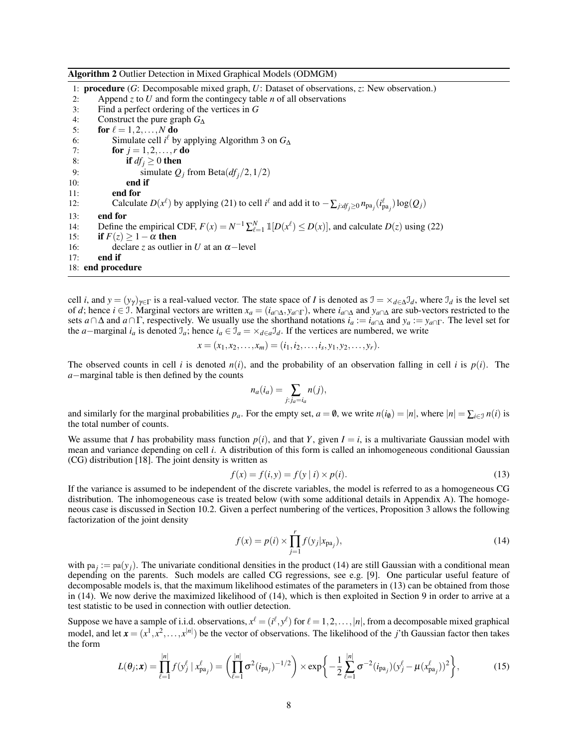**Algorithm 2** Outlier Detection in Mixed Graphical Models (ODMGM)

```
 1: procedure (G: Decomposable mixed graph, U: Dataset of observations, z: New observation.)
 2:     Append z to U and form the contingecy table n of all observations
 3:     Find a perfect ordering of the vertices in G
 4:     Construct the pure graph G_Δ
 5:     for ℓ = 1,2,...,N do
 6:         Simulate cell i^ℓ by applying Algorithm 3 on G_Δ
 7:         for j = 1,2,...,r do
 8:             if df_j ≥ 0 then
 9:                 simulate Q_j from Beta(df_j/2, 1/2)
10:             end if
11:         end for
12:         Calculate D(x^ℓ) by applying (21) to cell i^ℓ and add it to −∑_{j:df_j≥0} n_{pa_j}(i^ℓ_{pa_j}) log(Q_j)
13:     end for
14:     Define the empirical CDF, F(x) = N^{-1} ∑_{ℓ=1}^{N} 1[D(x^ℓ) ≤ D(x)], and calculate D(z) using (22)
15:     if F(z) ≥ 1 − α then
16:         declare z as outlier in U at an α−level
17:     end if
18: end procedure
```

cell $i$, and $y = (y_\gamma)_{\gamma \in \Gamma}$ is a real-valued vector. The state space of $I$ is denoted as $\mathcal{I} = \times_{d \in \Delta} \mathcal{I}_d$, where $\mathcal{I}_d$ is the level set of $d$; hence $i \in \mathcal{I}$. Marginal vectors are written $x_a = (i_{a\cap\Delta}, y_{a\cap\Gamma})$, where $i_{a\cap\Delta}$ and $y_{a\cap\Delta}$ are sub-vectors restricted to the sets $a \cap \Delta$ and $a \cap \Gamma$, respectively. We usually use the shorthand notations $i_a := i_{a\cap\Delta}$ and $y_a := y_{a\cap\Gamma}$. The level set for the $a-$marginal $i_a$ is denoted $\mathcal{I}_a$; hence $i_a \in \mathcal{I}_a = \times_{d\in a}\mathcal{I}_d$. If the vertices are numbered, we write

$$x = (x_1, x_2, \dots, x_m) = (i_1, i_2, \dots, i_s, y_1, y_2, \dots, y_r).$$

The observed counts in cell $i$ is denoted $n(i)$, and the probability of an observation falling in cell $i$ is $p(i)$. The $a-$marginal table is then defined by the counts

$$n_a(i_a) = \sum_{j: j_a = i_a} n(j),$$

and similarly for the marginal probabilities $p_a$. For the empty set, $a = \emptyset$, we write $n(i_\emptyset) = |n|$, where $|n| = \sum_{i\in\mathcal{I}} n(i)$ is the total number of counts.

We assume that $I$ has probability mass function $p(i)$, and that $Y$, given $I = i$, is a multivariate Gaussian model with mean and variance depending on cell $i$. A distribution of this form is called an inhomogeneous conditional Gaussian (CG) distribution [18]. The joint density is written as

$$f(x) = f(i,y) = f(y \mid i) \times p(i). \tag{13}$$

If the variance is assumed to be independent of the discrete variables, the model is referred to as a homogeneous CG distribution. The inhomogeneous case is treated below (with some additional details in Appendix A). The homogeneous case is discussed in Section 10.2. Given a perfect numbering of the vertices, Proposition 3 allows the following factorization of the joint density

$$f(x) = p(i) \times \prod_{j=1}^{r} f(y_j | x_{\mathrm{pa}_j}), \tag{14}$$

with $\mathrm{pa}_j := \mathrm{pa}(y_j)$. The univariate conditional densities in the product (14) are still Gaussian with a conditional mean depending on the parents. Such models are called CG regressions, see e.g. [9]. One particular useful feature of decomposable models is, that the maximum likelihood estimates of the parameters in (13) can be obtained from those in (14). We now derive the maximized likelihood of (14), which is then exploited in Section 9 in order to arrive at a test statistic to be used in connection with outlier detection.

Suppose we have a sample of i.i.d. observations, $x^\ell = (i^\ell, y^\ell)$ for $\ell = 1, 2, \dots, |n|$, from a decomposable mixed graphical model, and let $\boldsymbol{x} = (x^1, x^2, \dots, x^{|n|})$ be the vector of observations. The likelihood of the $j$'th Gaussian factor then takes the form

$$L(\theta_j; \boldsymbol{x}) = \prod_{\ell=1}^{|n|} f(y_j^\ell \mid x_{\mathrm{pa}_j}^\ell) = \left( \prod_{\ell=1}^{|n|} \sigma^2(i_{\mathrm{pa}_j})^{-1/2} \right) \times \exp\left\{ -\frac{1}{2} \sum_{\ell=1}^{|n|} \sigma^{-2}(i_{\mathrm{pa}_j})(y_j^\ell - \mu(x_{\mathrm{pa}_j}^\ell))^2 \right\}, \tag{15}$$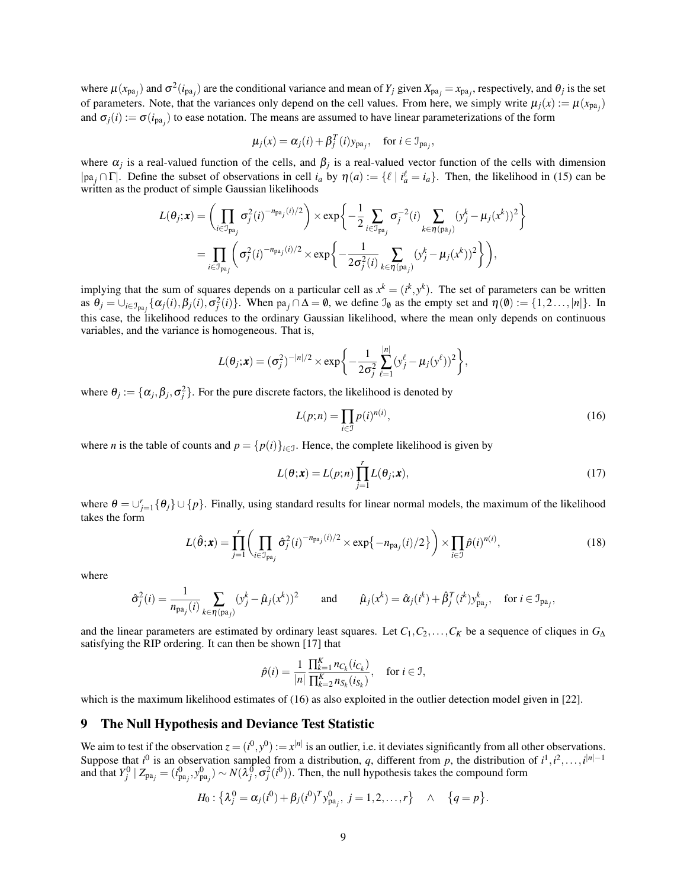where $\mu(x_{\text{pa}_j})$ and $\sigma^2(i_{\text{pa}_j})$ are the conditional variance and mean of $Y_j$ given $X_{\text{pa}_j} = x_{\text{pa}_j}$, respectively, and $\theta_j$ is the set of parameters. Note, that the variances only depend on the cell values. From here, we simply write $\mu_j(x) := \mu(x_{\text{pa}_j})$ and $\sigma_j(i) := \sigma(i_{\text{pa}_j})$ to ease notation. The means are assumed to have linear parameterizations of the form

$$\mu_j(x) = \alpha_j(i) + \beta_j^T(i) y_{\text{pa}_j}, \quad \text{for } i \in \mathcal{I}_{\text{pa}_j},$$

where $\alpha_j$ is a real-valued function of the cells, and $\beta_j$ is a real-valued vector function of the cells with dimension $|\text{pa}_j \cap \Gamma|$. Define the subset of observations in cell $i_a$ by $\eta(a) := \{\ell \mid i_a^\ell = i_a\}$. Then, the likelihood in (15) can be written as the product of simple Gaussian likelihoods

$$\begin{aligned}
L(\theta_j; \boldsymbol{x}) &= \left( \prod_{i \in \mathcal{I}_{\text{pa}_j}} \sigma_j^2(i)^{-n_{\text{pa}_j}(i)/2} \right) \times \exp\left\{ -\frac{1}{2} \sum_{i \in \mathcal{I}_{\text{pa}_j}} \sigma_j^{-2}(i) \sum_{k \in \eta(\text{pa}_j)} (y_j^k - \mu_j(x^k))^2 \right\} \\
&= \prod_{i \in \mathcal{I}_{\text{pa}_j}} \left( \sigma_j^2(i)^{-n_{\text{pa}_j}(i)/2} \times \exp\left\{ -\frac{1}{2\sigma_j^2(i)} \sum_{k \in \eta(\text{pa}_j)} (y_j^k - \mu_j(x^k))^2 \right\} \right),
\end{aligned}$$

implying that the sum of squares depends on a particular cell as $x^k = (i^k, y^k)$. The set of parameters can be written as $\theta_j = \cup_{i \in \mathcal{I}_{\text{pa}_j}} \{\alpha_j(i), \beta_j(i), \sigma_j^2(i)\}$. When $\text{pa}_j \cap \Delta = \emptyset$, we define $\mathcal{I}_\emptyset$ as the empty set and $\eta(\emptyset) := \{1, 2\ldots, |n|\}$. In this case, the likelihood reduces to the ordinary Gaussian likelihood, where the mean only depends on continuous variables, and the variance is homogeneous. That is,

$$L(\theta_j; \boldsymbol{x}) = (\sigma_j^2)^{-|n|/2} \times \exp\left\{ -\frac{1}{2\sigma_j^2} \sum_{\ell=1}^{|n|} (y_j^\ell - \mu_j(y^\ell))^2 \right\},$$

where $\theta_j := \{\alpha_j, \beta_j, \sigma_j^2\}$. For the pure discrete factors, the likelihood is denoted by

$$L(p; n) = \prod_{i \in \mathcal{I}} p(i)^{n(i)}, \tag{16}$$

where $n$ is the table of counts and $p = \{p(i)\}_{i \in \mathcal{I}}$. Hence, the complete likelihood is given by

$$L(\theta; \boldsymbol{x}) = L(p; n) \prod_{j=1}^{r} L(\theta_j; \boldsymbol{x}), \tag{17}$$

where $\theta = \cup_{j=1}^r \{\theta_j\} \cup \{p\}$. Finally, using standard results for linear normal models, the maximum of the likelihood takes the form

$$L(\hat{\theta}; \boldsymbol{x}) = \prod_{j=1}^{r} \left( \prod_{i \in \mathcal{I}_{\text{pa}_j}} \hat{\sigma}_j^2(i)^{-n_{\text{pa}_j}(i)/2} \times \exp\{-n_{\text{pa}_j}(i)/2\} \right) \times \prod_{i \in \mathcal{I}} \hat{p}(i)^{n(i)}, \tag{18}$$

where

$$\hat{\sigma}_j^2(i) = \frac{1}{n_{\text{pa}_j}(i)} \sum_{k \in \eta(\text{pa}_j)} (y_j^k - \hat{\mu}_j(x^k))^2 \qquad \text{and} \qquad \hat{\mu}_j(x^k) = \hat{\alpha}_j(i^k) + \hat{\beta}_j^T(i^k) y_{\text{pa}_j}^k, \quad \text{for } i \in \mathcal{I}_{\text{pa}_j},$$

and the linear parameters are estimated by ordinary least squares. Let $C_1, C_2, \ldots, C_K$ be a sequence of cliques in $G_\Delta$ satisfying the RIP ordering. It can then be shown [17] that

$$\hat{p}(i) = \frac{1}{|n|} \frac{\prod_{k=1}^{K} n_{C_k}(i_{C_k})}{\prod_{k=2}^{K} n_{S_k}(i_{S_k})}, \quad \text{for } i \in \mathcal{I},$$

which is the maximum likelihood estimates of (16) as also exploited in the outlier detection model given in [22].

## 9 The Null Hypothesis and Deviance Test Statistic

We aim to test if the observation $z = (i^0, y^0) := x^{|n|}$ is an outlier, i.e. it deviates significantly from all other observations. Suppose that $i^0$ is an observation sampled from a distribution, $q$, different from $p$, the distribution of $i^1, i^2, \ldots, i^{|n|-1}$ and that $Y_j^0 \mid Z_{\text{pa}_j} = (i_{\text{pa}_j}^0, y_{\text{pa}_j}^0) \sim N(\lambda_j^0, \sigma_j^2(i^0))$. Then, the null hypothesis takes the compound form

$$H_0 : \{\lambda_j^0 = \alpha_j(i^0) + \beta_j(i^0)^T y_{\text{pa}_j}^0,\ j = 1, 2, \ldots, r\} \quad \wedge \quad \{q = p\}.$$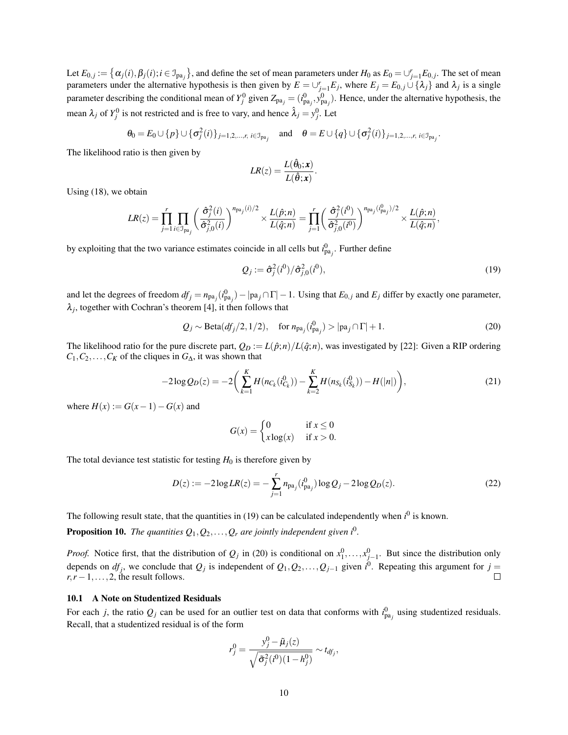Let $E_{0,j} := \{\alpha_j(i), \beta_j(i); i \in \mathcal{I}_{\text{pa}_j}\}$, and define the set of mean parameters under $H_0$ as $E_0 = \cup_{j=1}^r E_{0,j}$. The set of mean parameters under the alternative hypothesis is then given by $E = \cup_{j=1}^r E_j$, where $E_j = E_{0,j} \cup \{\lambda_j\}$ and $\lambda_j$ is a single parameter describing the conditional mean of $Y_j^0$ given $Z_{\text{pa}_j} = (i^0_{\text{pa}_j}, y^0_{\text{pa}_j})$. Hence, under the alternative hypothesis, the mean $\lambda_j$ of $Y_j^0$ is not restricted and is free to vary, and hence $\hat{\lambda}_j = y_j^0$. Let

$$\theta_0 = E_0 \cup \{p\} \cup \{\sigma_j^2(i)\}_{j=1,2,\ldots,r,\ i \in \mathcal{I}_{\text{pa}_j}} \quad \text{and} \quad \theta = E \cup \{q\} \cup \{\sigma_j^2(i)\}_{j=1,2,\ldots,r,\ i \in \mathcal{I}_{\text{pa}_j}}.$$

The likelihood ratio is then given by

$$LR(z) = \frac{L(\hat{\theta}_0; \boldsymbol{x})}{L(\hat{\theta}; \boldsymbol{x})}.$$

Using (18), we obtain

$$LR(z) = \prod_{j=1}^r \prod_{i \in \mathcal{I}_{\text{pa}_j}} \left( \frac{\hat{\sigma}_j^2(i)}{\hat{\sigma}_{j,0}^2(i)} \right)^{n_{\text{pa}_j}(i)/2} \times \frac{L(\hat{p}; n)}{L(\hat{q}; n)} = \prod_{j=1}^r \left( \frac{\hat{\sigma}_j^2(i^0)}{\hat{\sigma}_{j,0}^2(i^0)} \right)^{n_{\text{pa}_j}(i^0_{\text{pa}_j})/2} \times \frac{L(\hat{p}; n)}{L(\hat{q}; n)},$$

by exploiting that the two variance estimates coincide in all cells but $i^0_{\text{pa}_j}$. Further define

$$Q_j := \hat{\sigma}_j^2(i^0)/\hat{\sigma}_{j,0}^2(i^0), \tag{19}$$

and let the degrees of freedom $df_j = n_{\text{pa}_j}(i^0_{\text{pa}_j}) - |\text{pa}_j \cap \Gamma| - 1$. Using that $E_{0,j}$ and $E_j$ differ by exactly one parameter, $\lambda_j$, together with Cochran's theorem [4], it then follows that

$$Q_j \sim \text{Beta}(df_j/2, 1/2), \quad \text{for } n_{\text{pa}_j}(i^0_{\text{pa}_j}) > |\text{pa}_j \cap \Gamma| + 1. \tag{20}$$

The likelihood ratio for the pure discrete part, $Q_D := L(\hat{p}; n)/L(\hat{q}; n)$, was investigated by [22]: Given a RIP ordering $C_1, C_2, \ldots, C_K$ of the cliques in $G_\Delta$, it was shown that

$$-2 \log Q_D(z) = -2 \left( \sum_{k=1}^K H(n_{C_k}(i^0_{C_k})) - \sum_{k=2}^K H(n_{S_k}(i^0_{S_k})) - H(|n|) \right), \tag{21}$$

where $H(x) := G(x-1) - G(x)$ and

$$G(x) = \begin{cases} 0 & \text{if } x \leq 0 \\ x \log(x) & \text{if } x > 0. \end{cases}$$

The total deviance test statistic for testing $H_0$ is therefore given by

$$D(z) := -2 \log LR(z) = -\sum_{j=1}^r n_{\text{pa}_j}(i^0_{\text{pa}_j}) \log Q_j - 2 \log Q_D(z). \tag{22}$$

The following result state, that the quantities in (19) can be calculated independently when $i^0$ is known.

**Proposition 10.** *The quantities $Q_1, Q_2, \ldots, Q_r$ are jointly independent given $i^0$.*

*Proof.* Notice first, that the distribution of $Q_j$ in (20) is conditional on $x_1^0, \ldots, x_{j-1}^0$. But since the distribution only depends on $df_j$, we conclude that $Q_j$ is independent of $Q_1, Q_2, \ldots, Q_{j-1}$ given $i^0$. Repeating this argument for $j = r, r-1, \ldots, 2$, the result follows. □

### 10.1 A Note on Studentized Residuals

For each $j$, the ratio $Q_j$ can be used for an outlier test on data that conforms with $i^0_{\text{pa}_j}$ using studentized residuals. Recall, that a studentized residual is of the form

$$r_j^0 = \frac{y_j^0 - \tilde{\mu}_j(z)}{\sqrt{\tilde{\sigma}_j^2(i^0)(1 - h_j^0)}} \sim t_{df_j},$$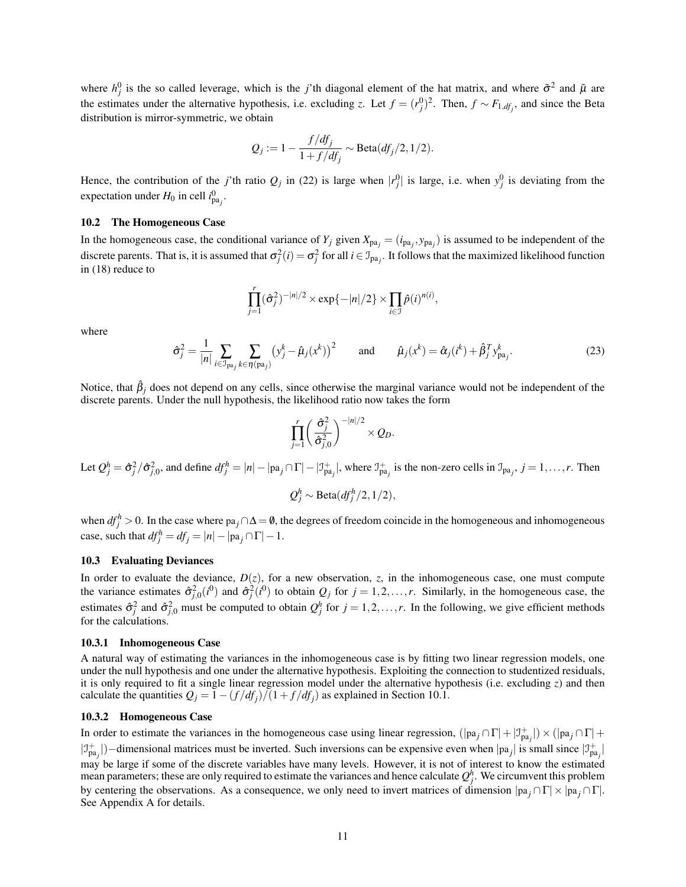where $h_j^0$ is the so called leverage, which is the $j$'th diagonal element of the hat matrix, and where $\tilde{\sigma}^2$ and $\tilde{\mu}$ are the estimates under the alternative hypothesis, i.e. excluding $z$. Let $f = (r_j^0)^2$. Then, $f \sim F_{1,df_j}$, and since the Beta distribution is mirror-symmetric, we obtain

$$Q_j := 1 - \frac{f/df_j}{1 + f/df_j} \sim \text{Beta}(df_j/2, 1/2).$$

Hence, the contribution of the $j$'th ratio $Q_j$ in (22) is large when $|r_j^0|$ is large, i.e. when $y_j^0$ is deviating from the expectation under $H_0$ in cell $i^0_{\text{pa}_j}$.

### 10.2 The Homogeneous Case

In the homogeneous case, the conditional variance of $Y_j$ given $X_{\text{pa}_j} = (i_{\text{pa}_j}, y_{\text{pa}_j})$ is assumed to be independent of the discrete parents. That is, it is assumed that $\sigma_j^2(i) = \sigma_j^2$ for all $i \in \mathcal{I}_{\text{pa}_j}$. It follows that the maximized likelihood function in (18) reduce to

$$\prod_{j=1}^{r} (\hat{\sigma}_j^2)^{-|n|/2} \times \exp\{-|n|/2\} \times \prod_{i \in \mathcal{I}} \hat{p}(i)^{n(i)},$$

where

$$\hat{\sigma}_j^2 = \frac{1}{|n|} \sum_{i \in \mathcal{I}_{\text{pa}_j}} \sum_{k \in \eta(\text{pa}_j)} \left(y_j^k - \hat{\mu}_j(x^k)\right)^2 \qquad \text{and} \qquad \hat{\mu}_j(x^k) = \hat{\alpha}_j(i^k) + \hat{\beta}_j^T y^k_{\text{pa}_j}. \tag{23}$$

Notice, that $\hat{\beta}_j$ does not depend on any cells, since otherwise the marginal variance would not be independent of the discrete parents. Under the null hypothesis, the likelihood ratio now takes the form

$$\prod_{j=1}^{r} \left(\frac{\hat{\sigma}_j^2}{\hat{\sigma}_{j,0}^2}\right)^{-|n|/2} \times Q_D.$$

Let $Q_j^h = \hat{\sigma}_j^2 / \hat{\sigma}_{j,0}^2$, and define $df_j^h = |n| - |\text{pa}_j \cap \Gamma| - |\mathcal{I}^+_{\text{pa}_j}|$, where $\mathcal{I}^+_{\text{pa}_j}$ is the non-zero cells in $\mathcal{I}_{\text{pa}_j}$, $j = 1, \ldots, r$. Then

$$Q_j^h \sim \text{Beta}(df_j^h/2, 1/2),$$

when $df_j^h > 0$. In the case where $\text{pa}_j \cap \Delta = \emptyset$, the degrees of freedom coincide in the homogeneous and inhomogeneous case, such that $df_j^h = df_j = |n| - |\text{pa}_j \cap \Gamma| - 1$.

### 10.3 Evaluating Deviances

In order to evaluate the deviance, $D(z)$, for a new observation, $z$, in the inhomogeneous case, one must compute the variance estimates $\hat{\sigma}_{j,0}^2(i^0)$ and $\hat{\sigma}_j^2(i^0)$ to obtain $Q_j$ for $j = 1, 2, \ldots, r$. Similarly, in the homogeneous case, the estimates $\hat{\sigma}_j^2$ and $\hat{\sigma}_{j,0}^2$ must be computed to obtain $Q_j^h$ for $j = 1, 2, \ldots, r$. In the following, we give efficient methods for the calculations.

#### 10.3.1 Inhomogeneous Case

A natural way of estimating the variances in the inhomogeneous case is by fitting two linear regression models, one under the null hypothesis and one under the alternative hypothesis. Exploiting the connection to studentized residuals, it is only required to fit a single linear regression model under the alternative hypothesis (i.e. excluding $z$) and then calculate the quantities $Q_j = 1 - (f/df_j)/(1 + f/df_j)$ as explained in Section 10.1.

#### 10.3.2 Homogeneous Case

In order to estimate the variances in the homogeneous case using linear regression, $(|\text{pa}_j \cap \Gamma| + |\mathcal{I}^+_{\text{pa}_j}|) \times (|\text{pa}_j \cap \Gamma| + |\mathcal{I}^+_{\text{pa}_j}|)$−dimensional matrices must be inverted. Such inversions can be expensive even when $|\text{pa}_j|$ is small since $|\mathcal{I}^+_{\text{pa}_j}|$ may be large if some of the discrete variables have many levels. However, it is not of interest to know the estimated mean parameters; these are only required to estimate the variances and hence calculate $Q_j^h$. We circumvent this problem by centering the observations. As a consequence, we only need to invert matrices of dimension $|\text{pa}_j \cap \Gamma| \times |\text{pa}_j \cap \Gamma|$. See Appendix A for details.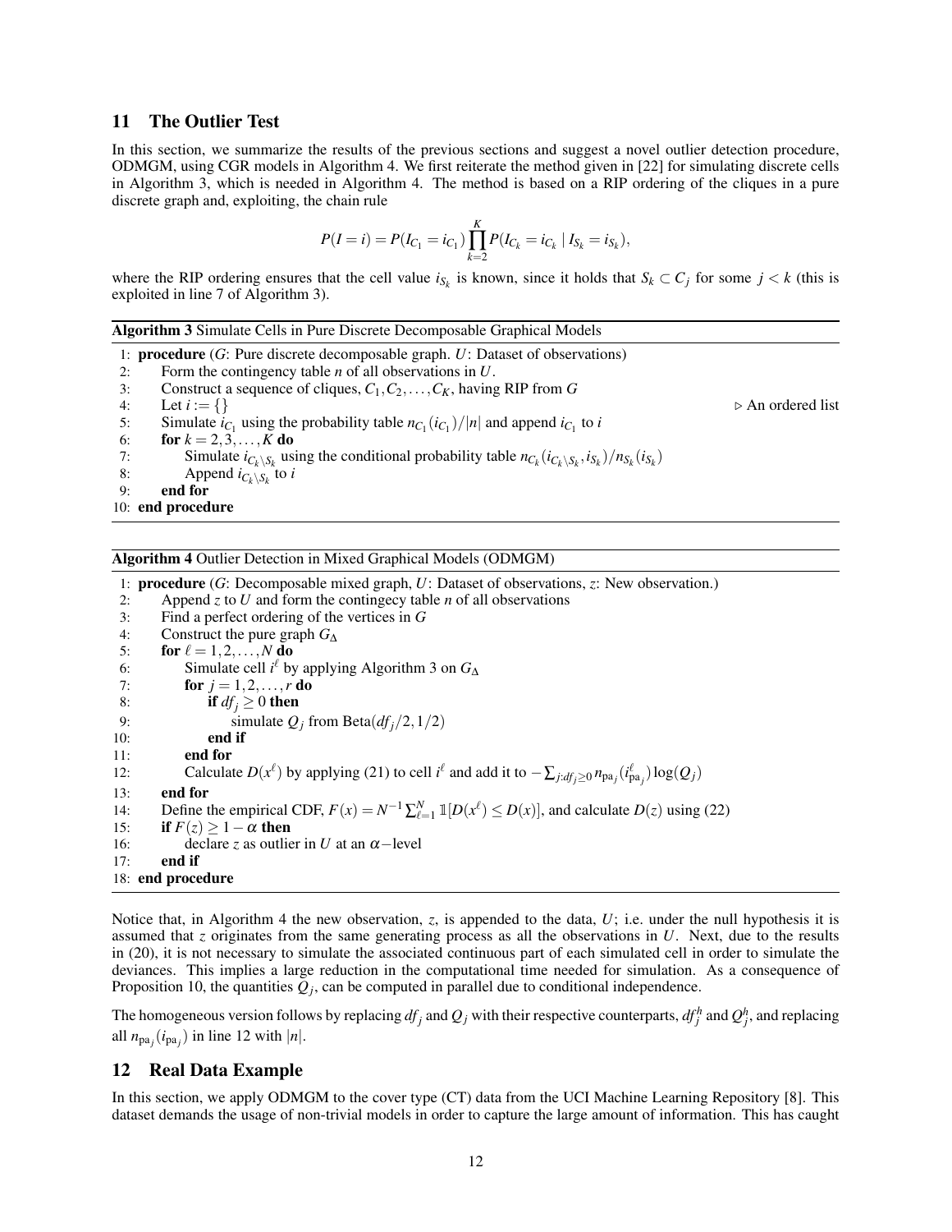## 11 The Outlier Test

In this section, we summarize the results of the previous sections and suggest a novel outlier detection procedure, ODMGM, using CGR models in Algorithm 4. We first reiterate the method given in [22] for simulating discrete cells in Algorithm 3, which is needed in Algorithm 4. The method is based on a RIP ordering of the cliques in a pure discrete graph and, exploiting, the chain rule

$$P(I = i) = P(I_{C_1} = i_{C_1}) \prod_{k=2}^{K} P(I_{C_k} = i_{C_k} \mid I_{S_k} = i_{S_k}),$$

where the RIP ordering ensures that the cell value $i_{S_k}$ is known, since it holds that $S_k \subset C_j$ for some $j < k$ (this is exploited in line 7 of Algorithm 3).

**Algorithm 3** Simulate Cells in Pure Discrete Decomposable Graphical Models

```
1: procedure (G: Pure discrete decomposable graph. U: Dataset of observations)
2:     Form the contingency table n of all observations in U.
3:     Construct a sequence of cliques, C_1, C_2, ..., C_K, having RIP from G
4:     Let i := {}                                                    ▷ An ordered list
5:     Simulate i_{C_1} using the probability table n_{C_1}(i_{C_1})/|n| and append i_{C_1} to i
6:     for k = 2, 3, ..., K do
7:         Simulate i_{C_k \ S_k} using the conditional probability table n_{C_k}(i_{C_k \ S_k}, i_{S_k}) / n_{S_k}(i_{S_k})
8:         Append i_{C_k \ S_k} to i
9:     end for
10: end procedure
```

**Algorithm 4** Outlier Detection in Mixed Graphical Models (ODMGM)

```
1: procedure (G: Decomposable mixed graph, U: Dataset of observations, z: New observation.)
2:     Append z to U and form the contingecy table n of all observations
3:     Find a perfect ordering of the vertices in G
4:     Construct the pure graph G_Δ
5:     for ℓ = 1, 2, ..., N do
6:         Simulate cell i^ℓ by applying Algorithm 3 on G_Δ
7:         for j = 1, 2, ..., r do
8:             if df_j ≥ 0 then
9:                 simulate Q_j from Beta(df_j/2, 1/2)
10:            end if
11:        end for
12:        Calculate D(x^ℓ) by applying (21) to cell i^ℓ and add it to −∑_{j:df_j≥0} n_{pa_j}(i^ℓ_{pa_j}) log(Q_j)
13:    end for
14:    Define the empirical CDF, F(x) = N^{-1} ∑_{ℓ=1}^{N} 1[D(x^ℓ) ≤ D(x)], and calculate D(z) using (22)
15:    if F(z) ≥ 1 − α then
16:        declare z as outlier in U at an α−level
17:    end if
18: end procedure
```

Notice that, in Algorithm 4 the new observation, $z$, is appended to the data, $U$; i.e. under the null hypothesis it is assumed that $z$ originates from the same generating process as all the observations in $U$. Next, due to the results in (20), it is not necessary to simulate the associated continuous part of each simulated cell in order to simulate the deviances. This implies a large reduction in the computational time needed for simulation. As a consequence of Proposition 10, the quantities $Q_j$, can be computed in parallel due to conditional independence.

The homogeneous version follows by replacing $df_j$ and $Q_j$ with their respective counterparts, $df_j^h$ and $Q_j^h$, and replacing all $n_{\text{pa}_j}(i_{\text{pa}_j})$ in line 12 with $|n|$.

## 12 Real Data Example

In this section, we apply ODMGM to the cover type (CT) data from the UCI Machine Learning Repository [8]. This dataset demands the usage of non-trivial models in order to capture the large amount of information. This has caught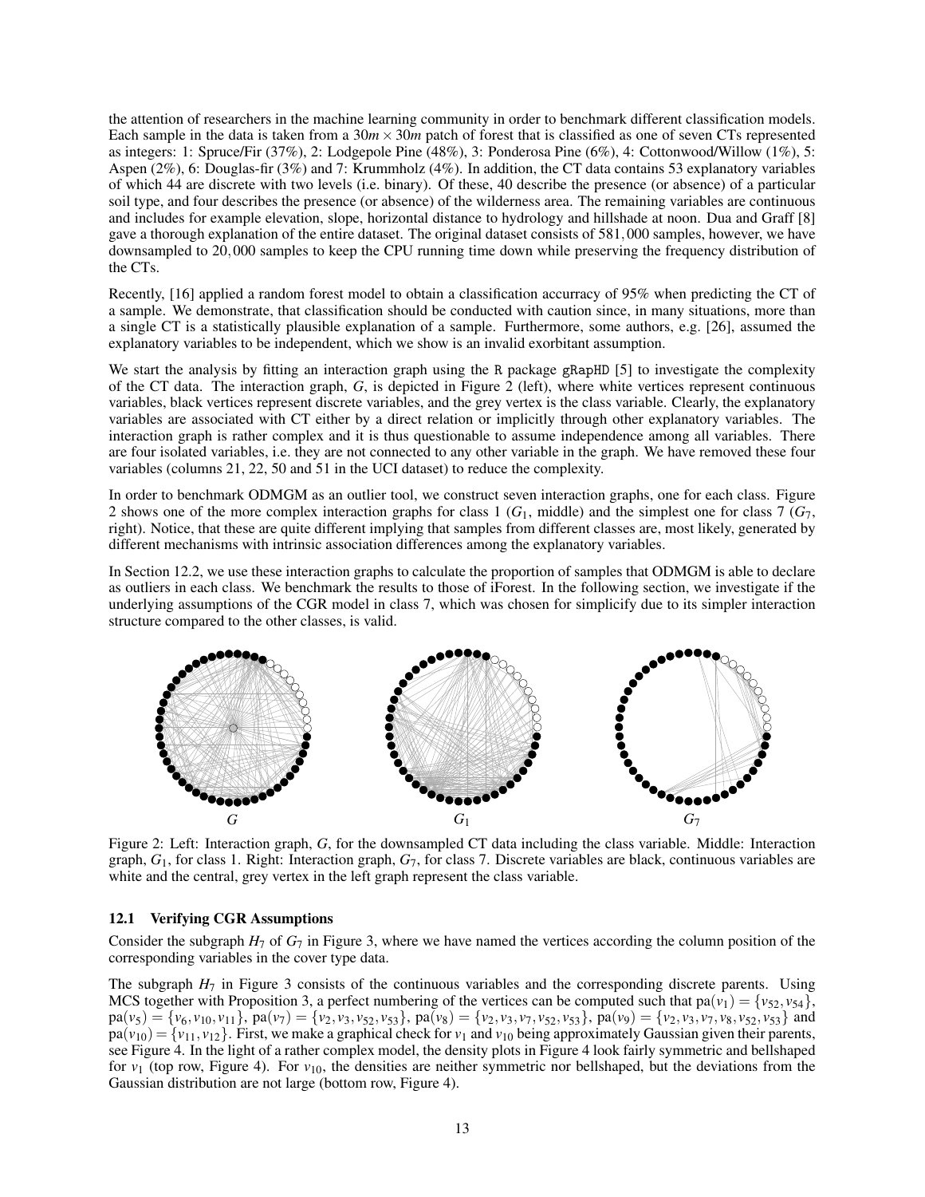the attention of researchers in the machine learning community in order to benchmark different classification models. Each sample in the data is taken from a $30m \times 30m$ patch of forest that is classified as one of seven CTs represented as integers: 1: Spruce/Fir (37%), 2: Lodgepole Pine (48%), 3: Ponderosa Pine (6%), 4: Cottonwood/Willow (1%), 5: Aspen (2%), 6: Douglas-fir (3%) and 7: Krummholz (4%). In addition, the CT data contains 53 explanatory variables of which 44 are discrete with two levels (i.e. binary). Of these, 40 describe the presence (or absence) of a particular soil type, and four describes the presence (or absence) of the wilderness area. The remaining variables are continuous and includes for example elevation, slope, horizontal distance to hydrology and hillshade at noon. Dua and Graff [8] gave a thorough explanation of the entire dataset. The original dataset consists of 581,000 samples, however, we have downsampled to 20,000 samples to keep the CPU running time down while preserving the frequency distribution of the CTs.

Recently, [16] applied a random forest model to obtain a classification accurracy of 95% when predicting the CT of a sample. We demonstrate, that classification should be conducted with caution since, in many situations, more than a single CT is a statistically plausible explanation of a sample. Furthermore, some authors, e.g. [26], assumed the explanatory variables to be independent, which we show is an invalid exorbitant assumption.

We start the analysis by fitting an interaction graph using the `R` package `gRapHD` [5] to investigate the complexity of the CT data. The interaction graph, $G$, is depicted in Figure 2 (left), where white vertices represent continuous variables, black vertices represent discrete variables, and the grey vertex is the class variable. Clearly, the explanatory variables are associated with CT either by a direct relation or implicitly through other explanatory variables. The interaction graph is rather complex and it is thus questionable to assume independence among all variables. There are four isolated variables, i.e. they are not connected to any other variable in the graph. We have removed these four variables (columns 21, 22, 50 and 51 in the UCI dataset) to reduce the complexity.

In order to benchmark ODMGM as an outlier tool, we construct seven interaction graphs, one for each class. Figure 2 shows one of the more complex interaction graphs for class 1 ($G_1$, middle) and the simplest one for class 7 ($G_7$, right). Notice, that these are quite different implying that samples from different classes are, most likely, generated by different mechanisms with intrinsic association differences among the explanatory variables.

In Section 12.2, we use these interaction graphs to calculate the proportion of samples that ODMGM is able to declare as outliers in each class. We benchmark the results to those of iForest. In the following section, we investigate if the underlying assumptions of the CGR model in class 7, which was chosen for simplicify due to its simpler interaction structure compared to the other classes, is valid.

Figure 2: Left: Interaction graph, $G$, for the downsampled CT data including the class variable. Middle: Interaction graph, $G_1$, for class 1. Right: Interaction graph, $G_7$, for class 7. Discrete variables are black, continuous variables are white and the central, grey vertex in the left graph represent the class variable.

### 12.1 Verifying CGR Assumptions

Consider the subgraph $H_7$ of $G_7$ in Figure 3, where we have named the vertices according the column position of the corresponding variables in the cover type data.

The subgraph $H_7$ in Figure 3 consists of the continuous variables and the corresponding discrete parents. Using MCS together with Proposition 3, a perfect numbering of the vertices can be computed such that $\mathrm{pa}(v_1) = \{v_{52}, v_{54}\}$, $\mathrm{pa}(v_5) = \{v_6, v_{10}, v_{11}\}$, $\mathrm{pa}(v_7) = \{v_2, v_3, v_{52}, v_{53}\}$, $\mathrm{pa}(v_8) = \{v_2, v_3, v_7, v_{52}, v_{53}\}$, $\mathrm{pa}(v_9) = \{v_2, v_3, v_7, v_8, v_{52}, v_{53}\}$ and $\mathrm{pa}(v_{10}) = \{v_{11}, v_{12}\}$. First, we make a graphical check for $v_1$ and $v_{10}$ being approximately Gaussian given their parents, see Figure 4. In the light of a rather complex model, the density plots in Figure 4 look fairly symmetric and bellshaped for $v_1$ (top row, Figure 4). For $v_{10}$, the densities are neither symmetric nor bellshaped, but the deviations from the Gaussian distribution are not large (bottom row, Figure 4).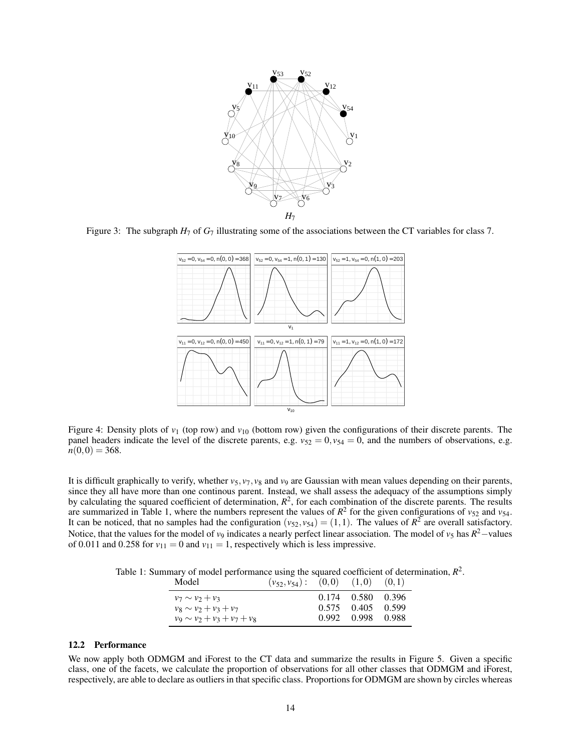Figure 3: The subgraph $H_7$ of $G_7$ illustrating some of the associations between the CT variables for class 7.

Figure 4: Density plots of $v_1$ (top row) and $v_{10}$ (bottom row) given the configurations of their discrete parents. The panel headers indicate the level of the discrete parents, e.g. $v_{52} = 0, v_{54} = 0$, and the numbers of observations, e.g. $n(0,0) = 368$.

It is difficult graphically to verify, whether $v_5, v_7, v_8$ and $v_9$ are Gaussian with mean values depending on their parents, since they all have more than one continous parent. Instead, we shall assess the adequacy of the assumptions simply by calculating the squared coefficient of determination, $R^2$, for each combination of the discrete parents. The results are summarized in Table 1, where the numbers represent the values of $R^2$ for the given configurations of $v_{52}$ and $v_{54}$. It can be noticed, that no samples had the configuration $(v_{52}, v_{54}) = (1,1)$. The values of $R^2$ are overall satisfactory. Notice, that the values for the model of $v_9$ indicates a nearly perfect linear association. The model of $v_5$ has $R^2-$values of 0.011 and 0.258 for $v_{11} = 0$ and $v_{11} = 1$, respectively which is less impressive.

Table 1: Summary of model performance using the squared coefficient of determination, $R^2$.

| Model | $(v_{52}, v_{54})$ : | $(0,0)$ | $(1,0)$ | $(0,1)$ |
|---|---|---|---|---|
| $v_7 \sim v_2 + v_3$ | | 0.174 | 0.580 | 0.396 |
| $v_8 \sim v_2 + v_3 + v_7$ | | 0.575 | 0.405 | 0.599 |
| $v_9 \sim v_2 + v_3 + v_7 + v_8$ | | 0.992 | 0.998 | 0.988 |

### 12.2 Performance

We now apply both ODMGM and iForest to the CT data and summarize the results in Figure 5. Given a specific class, one of the facets, we calculate the proportion of observations for all other classes that ODMGM and iForest, respectively, are able to declare as outliers in that specific class. Proportions for ODMGM are shown by circles whereas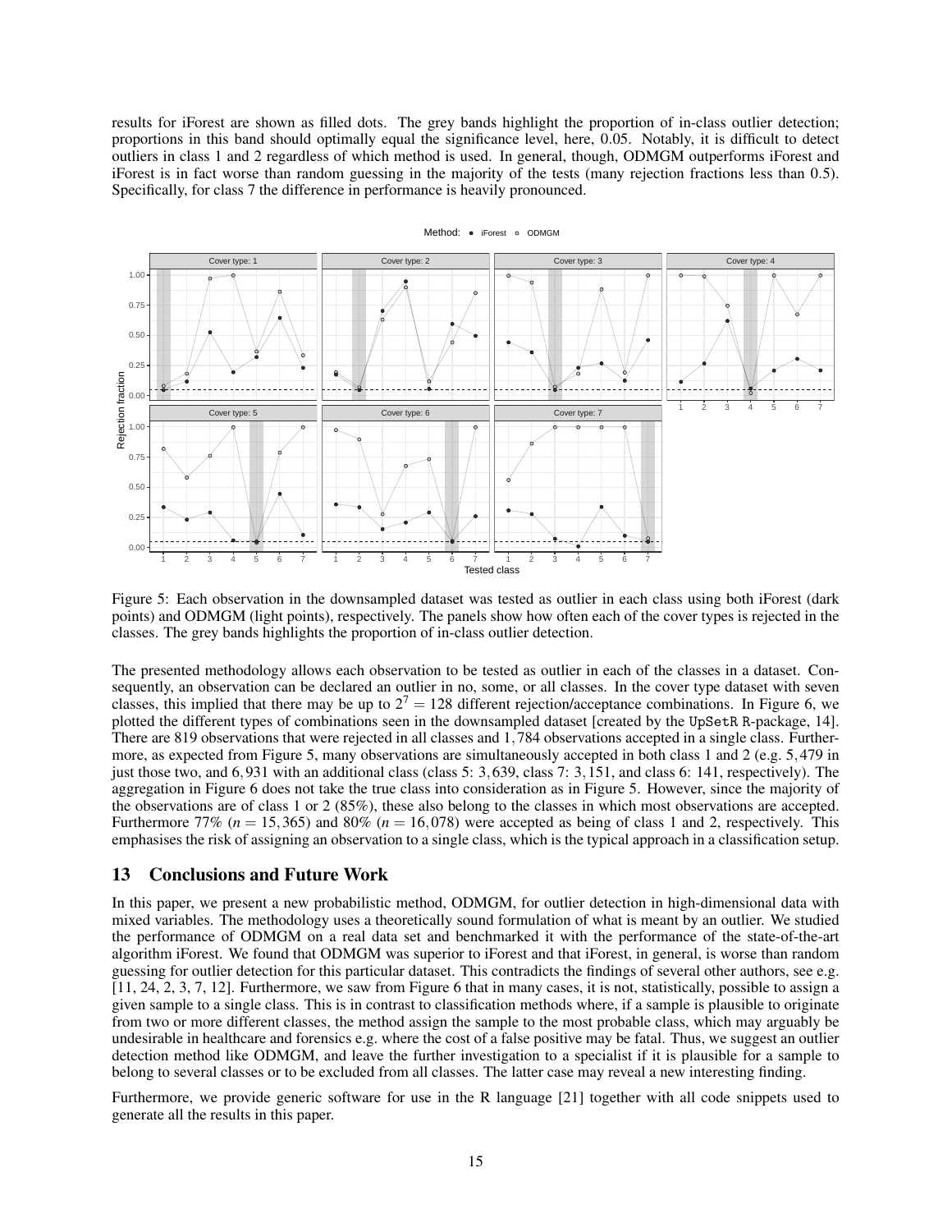results for iForest are shown as filled dots. The grey bands highlight the proportion of in-class outlier detection; proportions in this band should optimally equal the significance level, here, 0.05. Notably, it is difficult to detect outliers in class 1 and 2 regardless of which method is used. In general, though, ODMGM outperforms iForest and iForest is in fact worse than random guessing in the majority of the tests (many rejection fractions less than 0.5). Specifically, for class 7 the difference in performance is heavily pronounced.

Figure 5: Each observation in the downsampled dataset was tested as outlier in each class using both iForest (dark points) and ODMGM (light points), respectively. The panels show how often each of the cover types is rejected in the classes. The grey bands highlights the proportion of in-class outlier detection.

The presented methodology allows each observation to be tested as outlier in each of the classes in a dataset. Consequently, an observation can be declared an outlier in no, some, or all classes. In the cover type dataset with seven classes, this implied that there may be up to $2^7 = 128$ different rejection/acceptance combinations. In Figure 6, we plotted the different types of combinations seen in the downsampled dataset [created by the UpSetR R-package, 14]. There are 819 observations that were rejected in all classes and 1,784 observations accepted in a single class. Furthermore, as expected from Figure 5, many observations are simultaneously accepted in both class 1 and 2 (e.g. 5,479 in just those two, and 6,931 with an additional class (class 5: 3,639, class 7: 3,151, and class 6: 141, respectively). The aggregation in Figure 6 does not take the true class into consideration as in Figure 5. However, since the majority of the observations are of class 1 or 2 (85%), these also belong to the classes in which most observations are accepted. Furthermore 77% ($n = 15,365$) and 80% ($n = 16,078$) were accepted as being of class 1 and 2, respectively. This emphasises the risk of assigning an observation to a single class, which is the typical approach in a classification setup.

## 13 Conclusions and Future Work

In this paper, we present a new probabilistic method, ODMGM, for outlier detection in high-dimensional data with mixed variables. The methodology uses a theoretically sound formulation of what is meant by an outlier. We studied the performance of ODMGM on a real data set and benchmarked it with the performance of the state-of-the-art algorithm iForest. We found that ODMGM was superior to iForest and that iForest, in general, is worse than random guessing for outlier detection for this particular dataset. This contradicts the findings of several other authors, see e.g. [11, 24, 2, 3, 7, 12]. Furthermore, we saw from Figure 6 that in many cases, it is not, statistically, possible to assign a given sample to a single class. This is in contrast to classification methods where, if a sample is plausible to originate from two or more different classes, the method assign the sample to the most probable class, which may arguably be undesirable in healthcare and forensics e.g. where the cost of a false positive may be fatal. Thus, we suggest an outlier detection method like ODMGM, and leave the further investigation to a specialist if it is plausible for a sample to belong to several classes or to be excluded from all classes. The latter case may reveal a new interesting finding.

Furthermore, we provide generic software for use in the R language [21] together with all code snippets used to generate all the results in this paper.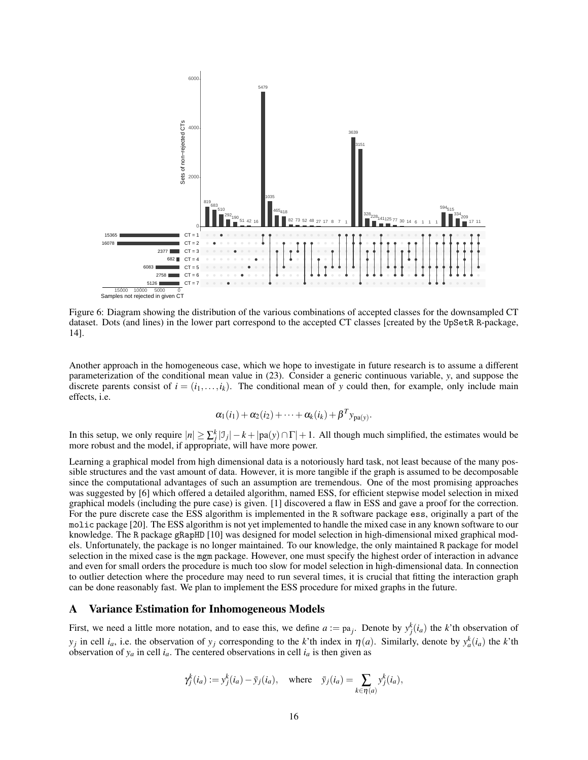Figure 6: Diagram showing the distribution of the various combinations of accepted classes for the downsampled CT dataset. Dots (and lines) in the lower part correspond to the accepted CT classes [created by the UpSetR R-package, 14].

Another approach in the homogeneous case, which we hope to investigate in future research is to assume a different parameterization of the conditional mean value in (23). Consider a generic continuous variable, $y$, and suppose the discrete parents consist of $i = (i_1, \dots, i_k)$. The conditional mean of $y$ could then, for example, only include main effects, i.e.

$$\alpha_1(i_1) + \alpha_2(i_2) + \cdots + \alpha_k(i_k) + \beta^T y_{\mathrm{pa}(y)}.$$

In this setup, we only require $|n| \geq \sum_j^k |\mathcal{I}_j| - k + |\mathrm{pa}(y) \cap \Gamma| + 1$. All though much simplified, the estimates would be more robust and the model, if appropriate, will have more power.

Learning a graphical model from high dimensional data is a notoriously hard task, not least because of the many possible structures and the vast amount of data. However, it is more tangible if the graph is assumed to be decomposable since the computational advantages of such an assumption are tremendous. One of the most promising approaches was suggested by [6] which offered a detailed algorithm, named ESS, for efficient stepwise model selection in mixed graphical models (including the pure case) is given. [1] discovered a flaw in ESS and gave a proof for the correction. For the pure discrete case the ESS algorithm is implemented in the R software package ess, originally a part of the molic package [20]. The ESS algorithm is not yet implemented to handle the mixed case in any known software to our knowledge. The R package gRapHD [10] was designed for model selection in high-dimensional mixed graphical models. Unfortunately, the package is no longer maintained. To our knowledge, the only maintained R package for model selection in the mixed case is the mgm package. However, one must specify the highest order of interaction in advance and even for small orders the procedure is much too slow for model selection in high-dimensional data. In connection to outlier detection where the procedure may need to run several times, it is crucial that fitting the interaction graph can be done reasonably fast. We plan to implement the ESS procedure for mixed graphs in the future.

## A Variance Estimation for Inhomogeneous Models

First, we need a little more notation, and to ease this, we define $a := \mathrm{pa}_j$. Denote by $y_j^k(i_a)$ the $k$'th observation of $y_j$ in cell $i_a$, i.e. the observation of $y_j$ corresponding to the $k$'th index in $\eta(a)$. Similarly, denote by $y_a^k(i_a)$ the $k$'th observation of $y_a$ in cell $i_a$. The centered observations in cell $i_a$ is then given as

$$\gamma_j^k(i_a) := y_j^k(i_a) - \bar{y}_j(i_a), \quad \text{where} \quad \bar{y}_j(i_a) = \sum_{k \in \eta(a)} y_j^k(i_a),$$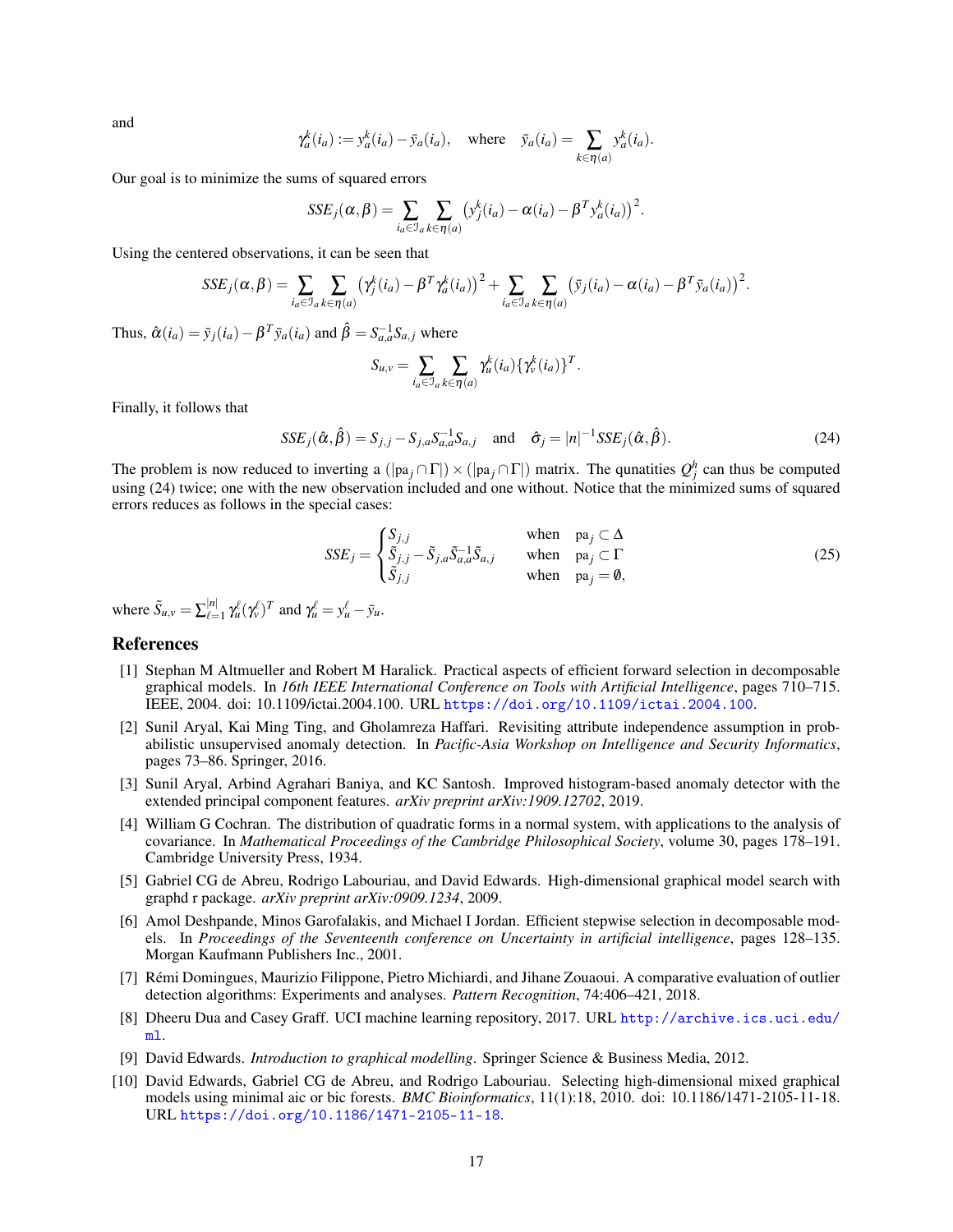and

$$\gamma_a^k(i_a) := y_a^k(i_a) - \bar{y}_a(i_a), \quad \text{where} \quad \bar{y}_a(i_a) = \sum_{k \in \eta(a)} y_a^k(i_a).$$

Our goal is to minimize the sums of squared errors

$$SSE_j(\alpha, \beta) = \sum_{i_a \in \mathcal{I}_a} \sum_{k \in \eta(a)} \left(y_j^k(i_a) - \alpha(i_a) - \beta^T y_a^k(i_a)\right)^2.$$

Using the centered observations, it can be seen that

$$SSE_j(\alpha, \beta) = \sum_{i_a \in \mathcal{I}_a} \sum_{k \in \eta(a)} \left(\gamma_j^k(i_a) - \beta^T \gamma_a^k(i_a)\right)^2 + \sum_{i_a \in \mathcal{I}_a} \sum_{k \in \eta(a)} \left(\bar{y}_j(i_a) - \alpha(i_a) - \beta^T \bar{y}_a(i_a)\right)^2.$$

Thus, $\hat{\alpha}(i_a) = \bar{y}_j(i_a) - \beta^T \bar{y}_a(i_a)$ and $\hat{\beta} = S_{a,a}^{-1} S_{a,j}$ where

$$S_{u,v} = \sum_{i_a \in \mathcal{I}_a} \sum_{k \in \eta(a)} \gamma_u^k(i_a) \{\gamma_v^k(i_a)\}^T.$$

Finally, it follows that

$$SSE_j(\hat{\alpha}, \hat{\beta}) = S_{j,j} - S_{j,a} S_{a,a}^{-1} S_{a,j} \quad \text{and} \quad \hat{\sigma}_j = |n|^{-1} SSE_j(\hat{\alpha}, \hat{\beta}). \tag{24}$$

The problem is now reduced to inverting a $(|\text{pa}_j \cap \Gamma|) \times (|\text{pa}_j \cap \Gamma|)$ matrix. The qunatities $Q_j^h$ can thus be computed using (24) twice; one with the new observation included and one without. Notice that the minimized sums of squared errors reduces as follows in the special cases:

$$SSE_j = \begin{cases} S_{j,j} & \text{when} \quad \text{pa}_j \subset \Delta \\ \tilde{S}_{j,j} - \tilde{S}_{j,a} \tilde{S}_{a,a}^{-1} \tilde{S}_{a,j} & \text{when} \quad \text{pa}_j \subset \Gamma \\ \tilde{S}_{j,j} & \text{when} \quad \text{pa}_j = \emptyset, \end{cases} \tag{25}$$

where $\tilde{S}_{u,v} = \sum_{\ell=1}^{|n|} \gamma_u^\ell (\gamma_v^\ell)^T$ and $\gamma_u^\ell = y_u^\ell - \bar{y}_u$.

## References

[1] Stephan M Altmueller and Robert M Haralick. Practical aspects of efficient forward selection in decomposable graphical models. In *16th IEEE International Conference on Tools with Artificial Intelligence*, pages 710–715. IEEE, 2004. doi: 10.1109/ictai.2004.100. URL https://doi.org/10.1109/ictai.2004.100.

[2] Sunil Aryal, Kai Ming Ting, and Gholamreza Haffari. Revisiting attribute independence assumption in probabilistic unsupervised anomaly detection. In *Pacific-Asia Workshop on Intelligence and Security Informatics*, pages 73–86. Springer, 2016.

[3] Sunil Aryal, Arbind Agrahari Baniya, and KC Santosh. Improved histogram-based anomaly detector with the extended principal component features. *arXiv preprint arXiv:1909.12702*, 2019.

[4] William G Cochran. The distribution of quadratic forms in a normal system, with applications to the analysis of covariance. In *Mathematical Proceedings of the Cambridge Philosophical Society*, volume 30, pages 178–191. Cambridge University Press, 1934.

[5] Gabriel CG de Abreu, Rodrigo Labouriau, and David Edwards. High-dimensional graphical model search with graphd r package. *arXiv preprint arXiv:0909.1234*, 2009.

[6] Amol Deshpande, Minos Garofalakis, and Michael I Jordan. Efficient stepwise selection in decomposable models. In *Proceedings of the Seventeenth conference on Uncertainty in artificial intelligence*, pages 128–135. Morgan Kaufmann Publishers Inc., 2001.

[7] Rémi Domingues, Maurizio Filippone, Pietro Michiardi, and Jihane Zouaoui. A comparative evaluation of outlier detection algorithms: Experiments and analyses. *Pattern Recognition*, 74:406–421, 2018.

[8] Dheeru Dua and Casey Graff. UCI machine learning repository, 2017. URL http://archive.ics.uci.edu/ml.

[9] David Edwards. *Introduction to graphical modelling*. Springer Science & Business Media, 2012.

[10] David Edwards, Gabriel CG de Abreu, and Rodrigo Labouriau. Selecting high-dimensional mixed graphical models using minimal aic or bic forests. *BMC Bioinformatics*, 11(1):18, 2010. doi: 10.1186/1471-2105-11-18. URL https://doi.org/10.1186/1471-2105-11-18.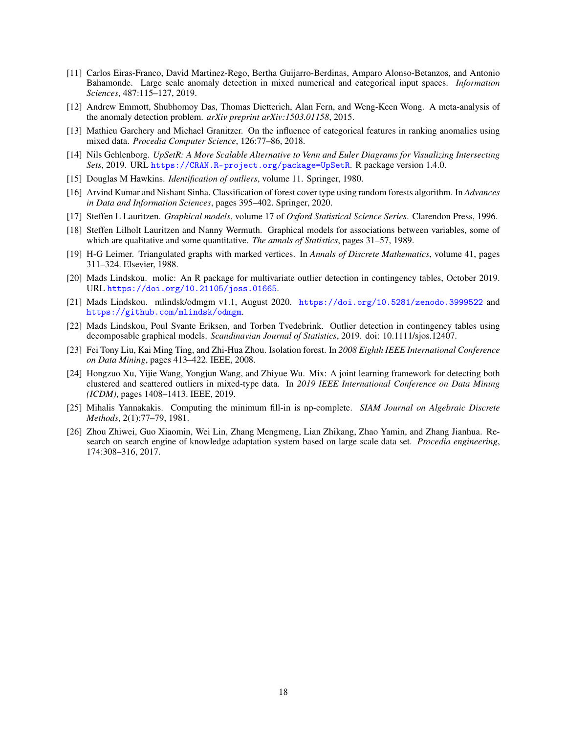[11] Carlos Eiras-Franco, David Martinez-Rego, Bertha Guijarro-Berdinas, Amparo Alonso-Betanzos, and Antonio Bahamonde. Large scale anomaly detection in mixed numerical and categorical input spaces. *Information Sciences*, 487:115–127, 2019.

[12] Andrew Emmott, Shubhomoy Das, Thomas Dietterich, Alan Fern, and Weng-Keen Wong. A meta-analysis of the anomaly detection problem. *arXiv preprint arXiv:1503.01158*, 2015.

[13] Mathieu Garchery and Michael Granitzer. On the influence of categorical features in ranking anomalies using mixed data. *Procedia Computer Science*, 126:77–86, 2018.

[14] Nils Gehlenborg. *UpSetR: A More Scalable Alternative to Venn and Euler Diagrams for Visualizing Intersecting Sets*, 2019. URL https://CRAN.R-project.org/package=UpSetR. R package version 1.4.0.

[15] Douglas M Hawkins. *Identification of outliers*, volume 11. Springer, 1980.

[16] Arvind Kumar and Nishant Sinha. Classification of forest cover type using random forests algorithm. In *Advances in Data and Information Sciences*, pages 395–402. Springer, 2020.

[17] Steffen L Lauritzen. *Graphical models*, volume 17 of *Oxford Statistical Science Series*. Clarendon Press, 1996.

[18] Steffen Lilholt Lauritzen and Nanny Wermuth. Graphical models for associations between variables, some of which are qualitative and some quantitative. *The annals of Statistics*, pages 31–57, 1989.

[19] H-G Leimer. Triangulated graphs with marked vertices. In *Annals of Discrete Mathematics*, volume 41, pages 311–324. Elsevier, 1988.

[20] Mads Lindskou. molic: An R package for multivariate outlier detection in contingency tables, October 2019. URL https://doi.org/10.21105/joss.01665.

[21] Mads Lindskou. mlindsk/odmgm v1.1, August 2020. https://doi.org/10.5281/zenodo.3999522 and https://github.com/mlindsk/odmgm.

[22] Mads Lindskou, Poul Svante Eriksen, and Torben Tvedebrink. Outlier detection in contingency tables using decomposable graphical models. *Scandinavian Journal of Statistics*, 2019. doi: 10.1111/sjos.12407.

[23] Fei Tony Liu, Kai Ming Ting, and Zhi-Hua Zhou. Isolation forest. In *2008 Eighth IEEE International Conference on Data Mining*, pages 413–422. IEEE, 2008.

[24] Hongzuo Xu, Yijie Wang, Yongjun Wang, and Zhiyue Wu. Mix: A joint learning framework for detecting both clustered and scattered outliers in mixed-type data. In *2019 IEEE International Conference on Data Mining (ICDM)*, pages 1408–1413. IEEE, 2019.

[25] Mihalis Yannakakis. Computing the minimum fill-in is np-complete. *SIAM Journal on Algebraic Discrete Methods*, 2(1):77–79, 1981.

[26] Zhou Zhiwei, Guo Xiaomin, Wei Lin, Zhang Mengmeng, Lian Zhikang, Zhao Yamin, and Zhang Jianhua. Research on search engine of knowledge adaptation system based on large scale data set. *Procedia engineering*, 174:308–316, 2017.